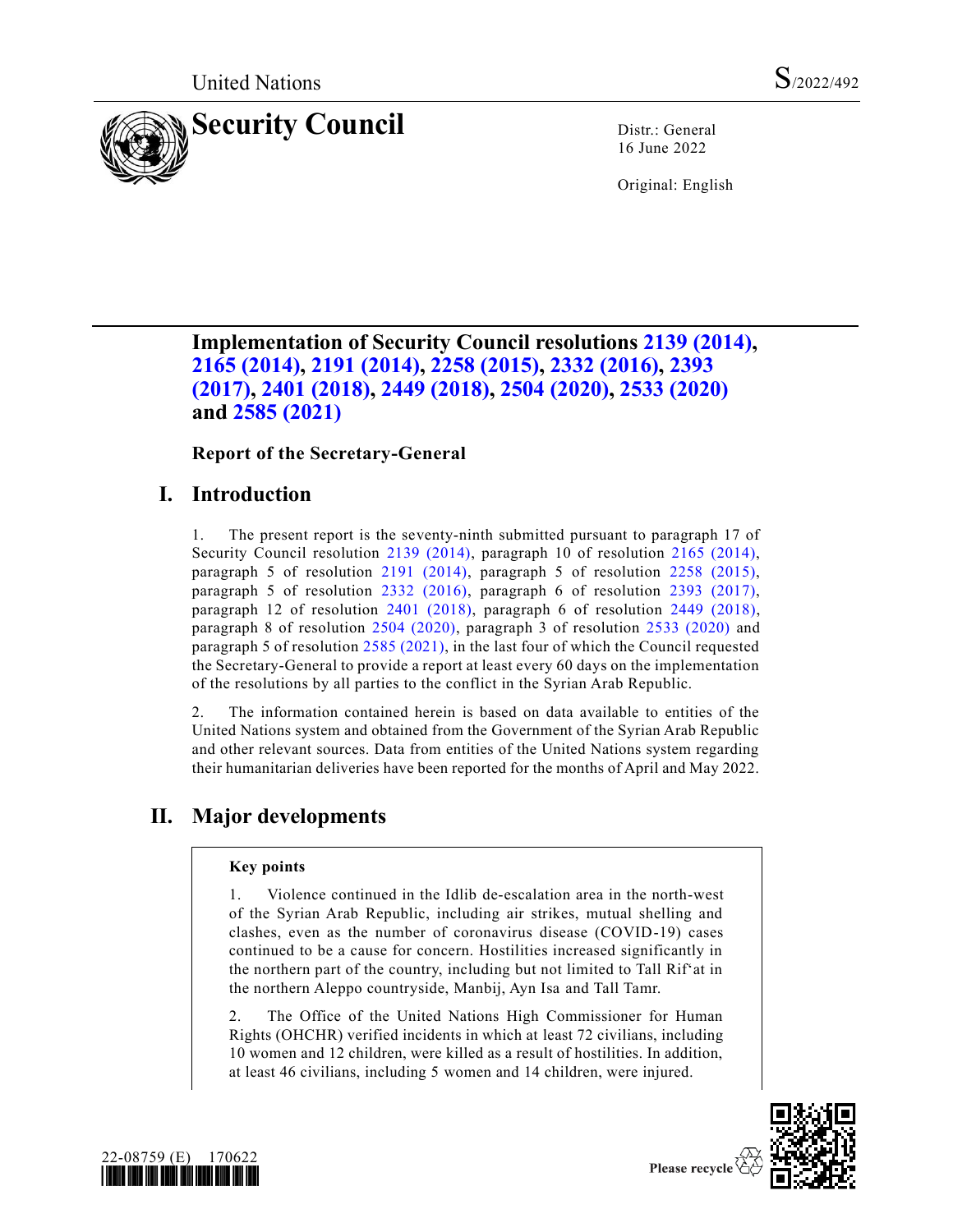United Nations

S/2022/492

# Security Council

Distr.: General
16 June 2022

Original: English

## Implementation of Security Council resolutions 2139 (2014), 2165 (2014), 2191 (2014), 2258 (2015), 2332 (2016), 2393 (2017), 2401 (2018), 2449 (2018), 2504 (2020), 2533 (2020) and 2585 (2021)

### Report of the Secretary-General

## I. Introduction

1. The present report is the seventy-ninth submitted pursuant to paragraph 17 of Security Council resolution 2139 (2014), paragraph 10 of resolution 2165 (2014), paragraph 5 of resolution 2191 (2014), paragraph 5 of resolution 2258 (2015), paragraph 5 of resolution 2332 (2016), paragraph 6 of resolution 2393 (2017), paragraph 12 of resolution 2401 (2018), paragraph 6 of resolution 2449 (2018), paragraph 8 of resolution 2504 (2020), paragraph 3 of resolution 2533 (2020) and paragraph 5 of resolution 2585 (2021), in the last four of which the Council requested the Secretary-General to provide a report at least every 60 days on the implementation of the resolutions by all parties to the conflict in the Syrian Arab Republic.

2. The information contained herein is based on data available to entities of the United Nations system and obtained from the Government of the Syrian Arab Republic and other relevant sources. Data from entities of the United Nations system regarding their humanitarian deliveries have been reported for the months of April and May 2022.

## II. Major developments

**Key points**

1. Violence continued in the Idlib de-escalation area in the north-west of the Syrian Arab Republic, including air strikes, mutual shelling and clashes, even as the number of coronavirus disease (COVID-19) cases continued to be a cause for concern. Hostilities increased significantly in the northern part of the country, including but not limited to Tall Rif‘at in the northern Aleppo countryside, Manbij, Ayn Isa and Tall Tamr.

2. The Office of the United Nations High Commissioner for Human Rights (OHCHR) verified incidents in which at least 72 civilians, including 10 women and 12 children, were killed as a result of hostilities. In addition, at least 46 civilians, including 5 women and 14 children, were injured.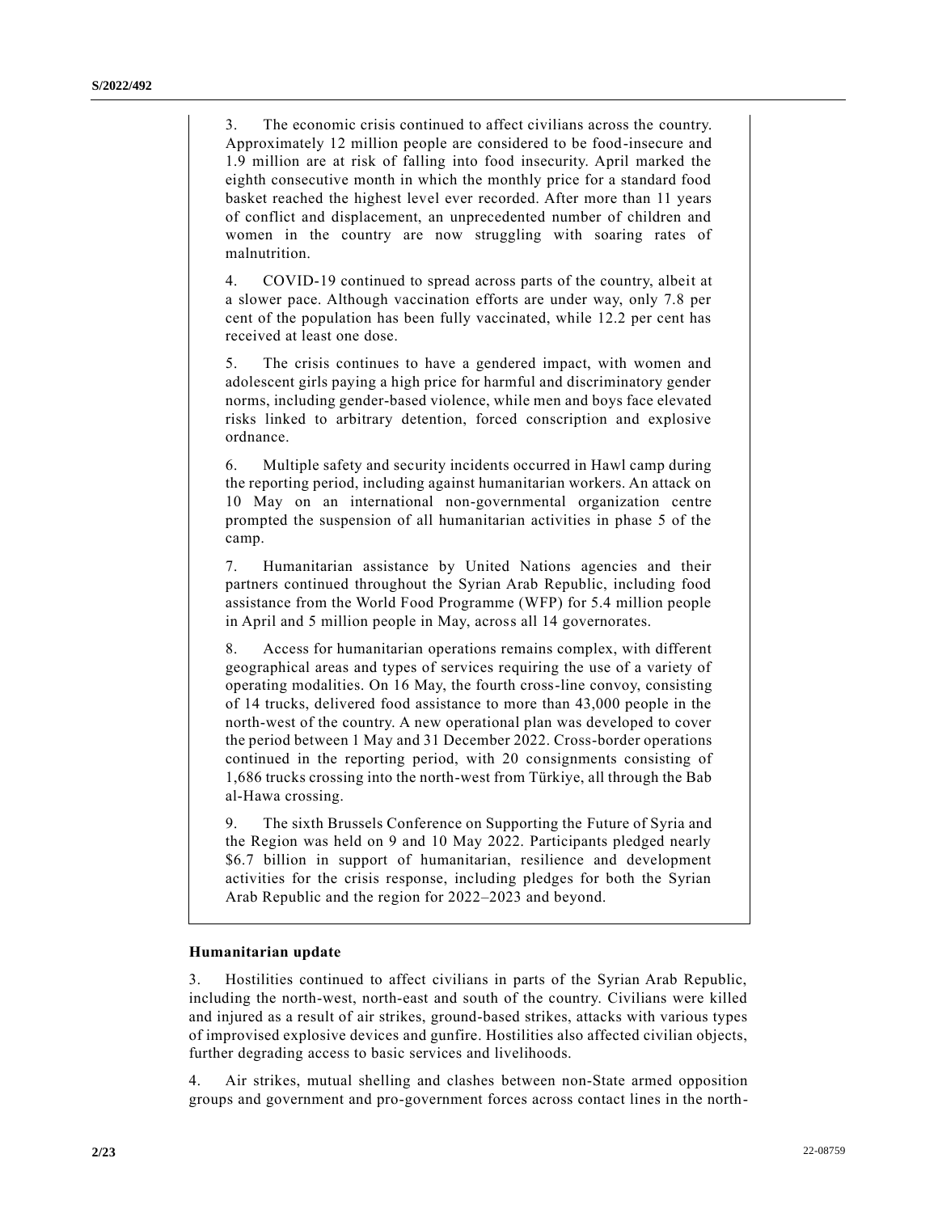3. The economic crisis continued to affect civilians across the country. Approximately 12 million people are considered to be food-insecure and 1.9 million are at risk of falling into food insecurity. April marked the eighth consecutive month in which the monthly price for a standard food basket reached the highest level ever recorded. After more than 11 years of conflict and displacement, an unprecedented number of children and women in the country are now struggling with soaring rates of malnutrition.

4. COVID-19 continued to spread across parts of the country, albeit at a slower pace. Although vaccination efforts are under way, only 7.8 per cent of the population has been fully vaccinated, while 12.2 per cent has received at least one dose.

5. The crisis continues to have a gendered impact, with women and adolescent girls paying a high price for harmful and discriminatory gender norms, including gender-based violence, while men and boys face elevated risks linked to arbitrary detention, forced conscription and explosive ordnance.

6. Multiple safety and security incidents occurred in Hawl camp during the reporting period, including against humanitarian workers. An attack on 10 May on an international non-governmental organization centre prompted the suspension of all humanitarian activities in phase 5 of the camp.

7. Humanitarian assistance by United Nations agencies and their partners continued throughout the Syrian Arab Republic, including food assistance from the World Food Programme (WFP) for 5.4 million people in April and 5 million people in May, across all 14 governorates.

8. Access for humanitarian operations remains complex, with different geographical areas and types of services requiring the use of a variety of operating modalities. On 16 May, the fourth cross-line convoy, consisting of 14 trucks, delivered food assistance to more than 43,000 people in the north-west of the country. A new operational plan was developed to cover the period between 1 May and 31 December 2022. Cross-border operations continued in the reporting period, with 20 consignments consisting of 1,686 trucks crossing into the north-west from Türkiye, all through the Bab al-Hawa crossing.

9. The sixth Brussels Conference on Supporting the Future of Syria and the Region was held on 9 and 10 May 2022. Participants pledged nearly $6.7 billion in support of humanitarian, resilience and development activities for the crisis response, including pledges for both the Syrian Arab Republic and the region for 2022–2023 and beyond.

## Humanitarian update

3. Hostilities continued to affect civilians in parts of the Syrian Arab Republic, including the north-west, north-east and south of the country. Civilians were killed and injured as a result of air strikes, ground-based strikes, attacks with various types of improvised explosive devices and gunfire. Hostilities also affected civilian objects, further degrading access to basic services and livelihoods.

4. Air strikes, mutual shelling and clashes between non-State armed opposition groups and government and pro-government forces across contact lines in the north-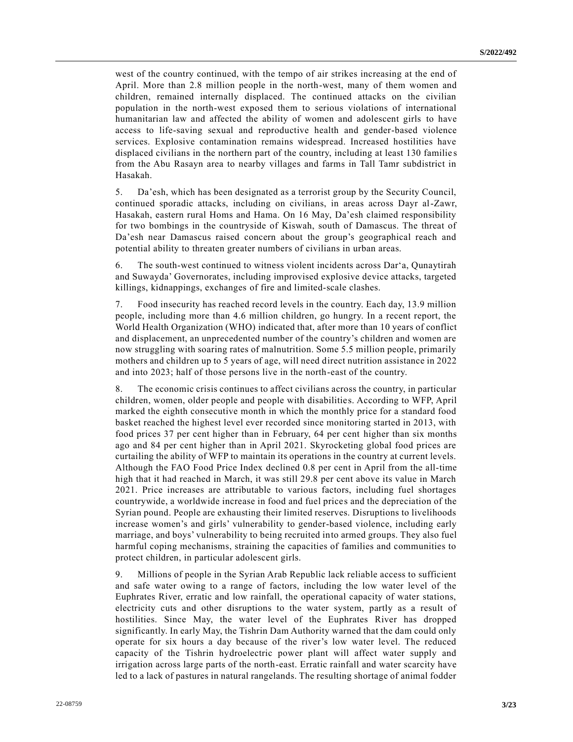west of the country continued, with the tempo of air strikes increasing at the end of April. More than 2.8 million people in the north-west, many of them women and children, remained internally displaced. The continued attacks on the civilian population in the north-west exposed them to serious violations of international humanitarian law and affected the ability of women and adolescent girls to have access to life-saving sexual and reproductive health and gender-based violence services. Explosive contamination remains widespread. Increased hostilities have displaced civilians in the northern part of the country, including at least 130 families from the Abu Rasayn area to nearby villages and farms in Tall Tamr subdistrict in Hasakah.

5. Da'esh, which has been designated as a terrorist group by the Security Council, continued sporadic attacks, including on civilians, in areas across Dayr al-Zawr, Hasakah, eastern rural Homs and Hama. On 16 May, Da'esh claimed responsibility for two bombings in the countryside of Kiswah, south of Damascus. The threat of Da'esh near Damascus raised concern about the group's geographical reach and potential ability to threaten greater numbers of civilians in urban areas.

6. The south-west continued to witness violent incidents across Dar'a, Qunaytirah and Suwayda' Governorates, including improvised explosive device attacks, targeted killings, kidnappings, exchanges of fire and limited-scale clashes.

7. Food insecurity has reached record levels in the country. Each day, 13.9 million people, including more than 4.6 million children, go hungry. In a recent report, the World Health Organization (WHO) indicated that, after more than 10 years of conflict and displacement, an unprecedented number of the country's children and women are now struggling with soaring rates of malnutrition. Some 5.5 million people, primarily mothers and children up to 5 years of age, will need direct nutrition assistance in 2022 and into 2023; half of those persons live in the north-east of the country.

8. The economic crisis continues to affect civilians across the country, in particular children, women, older people and people with disabilities. According to WFP, April marked the eighth consecutive month in which the monthly price for a standard food basket reached the highest level ever recorded since monitoring started in 2013, with food prices 37 per cent higher than in February, 64 per cent higher than six months ago and 84 per cent higher than in April 2021. Skyrocketing global food prices are curtailing the ability of WFP to maintain its operations in the country at current levels. Although the FAO Food Price Index declined 0.8 per cent in April from the all-time high that it had reached in March, it was still 29.8 per cent above its value in March 2021. Price increases are attributable to various factors, including fuel shortages countrywide, a worldwide increase in food and fuel prices and the depreciation of the Syrian pound. People are exhausting their limited reserves. Disruptions to livelihoods increase women's and girls' vulnerability to gender-based violence, including early marriage, and boys' vulnerability to being recruited into armed groups. They also fuel harmful coping mechanisms, straining the capacities of families and communities to protect children, in particular adolescent girls.

9. Millions of people in the Syrian Arab Republic lack reliable access to sufficient and safe water owing to a range of factors, including the low water level of the Euphrates River, erratic and low rainfall, the operational capacity of water stations, electricity cuts and other disruptions to the water system, partly as a result of hostilities. Since May, the water level of the Euphrates River has dropped significantly. In early May, the Tishrin Dam Authority warned that the dam could only operate for six hours a day because of the river's low water level. The reduced capacity of the Tishrin hydroelectric power plant will affect water supply and irrigation across large parts of the north-east. Erratic rainfall and water scarcity have led to a lack of pastures in natural rangelands. The resulting shortage of animal fodder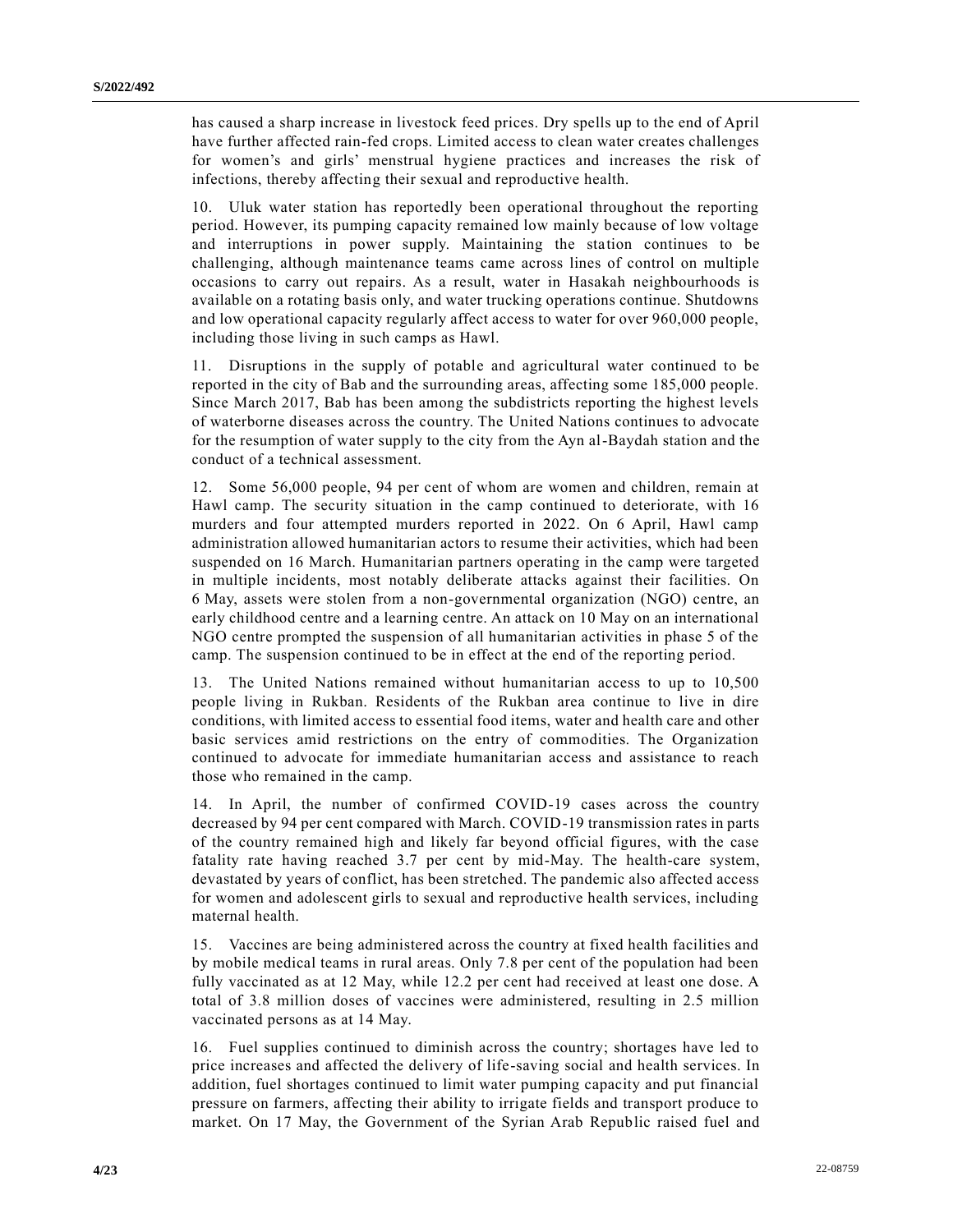has caused a sharp increase in livestock feed prices. Dry spells up to the end of April have further affected rain-fed crops. Limited access to clean water creates challenges for women's and girls' menstrual hygiene practices and increases the risk of infections, thereby affecting their sexual and reproductive health.

10. Uluk water station has reportedly been operational throughout the reporting period. However, its pumping capacity remained low mainly because of low voltage and interruptions in power supply. Maintaining the station continues to be challenging, although maintenance teams came across lines of control on multiple occasions to carry out repairs. As a result, water in Hasakah neighbourhoods is available on a rotating basis only, and water trucking operations continue. Shutdowns and low operational capacity regularly affect access to water for over 960,000 people, including those living in such camps as Hawl.

11. Disruptions in the supply of potable and agricultural water continued to be reported in the city of Bab and the surrounding areas, affecting some 185,000 people. Since March 2017, Bab has been among the subdistricts reporting the highest levels of waterborne diseases across the country. The United Nations continues to advocate for the resumption of water supply to the city from the Ayn al-Baydah station and the conduct of a technical assessment.

12. Some 56,000 people, 94 per cent of whom are women and children, remain at Hawl camp. The security situation in the camp continued to deteriorate, with 16 murders and four attempted murders reported in 2022. On 6 April, Hawl camp administration allowed humanitarian actors to resume their activities, which had been suspended on 16 March. Humanitarian partners operating in the camp were targeted in multiple incidents, most notably deliberate attacks against their facilities. On 6 May, assets were stolen from a non-governmental organization (NGO) centre, an early childhood centre and a learning centre. An attack on 10 May on an international NGO centre prompted the suspension of all humanitarian activities in phase 5 of the camp. The suspension continued to be in effect at the end of the reporting period.

13. The United Nations remained without humanitarian access to up to 10,500 people living in Rukban. Residents of the Rukban area continue to live in dire conditions, with limited access to essential food items, water and health care and other basic services amid restrictions on the entry of commodities. The Organization continued to advocate for immediate humanitarian access and assistance to reach those who remained in the camp.

14. In April, the number of confirmed COVID-19 cases across the country decreased by 94 per cent compared with March. COVID-19 transmission rates in parts of the country remained high and likely far beyond official figures, with the case fatality rate having reached 3.7 per cent by mid-May. The health-care system, devastated by years of conflict, has been stretched. The pandemic also affected access for women and adolescent girls to sexual and reproductive health services, including maternal health.

15. Vaccines are being administered across the country at fixed health facilities and by mobile medical teams in rural areas. Only 7.8 per cent of the population had been fully vaccinated as at 12 May, while 12.2 per cent had received at least one dose. A total of 3.8 million doses of vaccines were administered, resulting in 2.5 million vaccinated persons as at 14 May.

16. Fuel supplies continued to diminish across the country; shortages have led to price increases and affected the delivery of life-saving social and health services. In addition, fuel shortages continued to limit water pumping capacity and put financial pressure on farmers, affecting their ability to irrigate fields and transport produce to market. On 17 May, the Government of the Syrian Arab Republic raised fuel and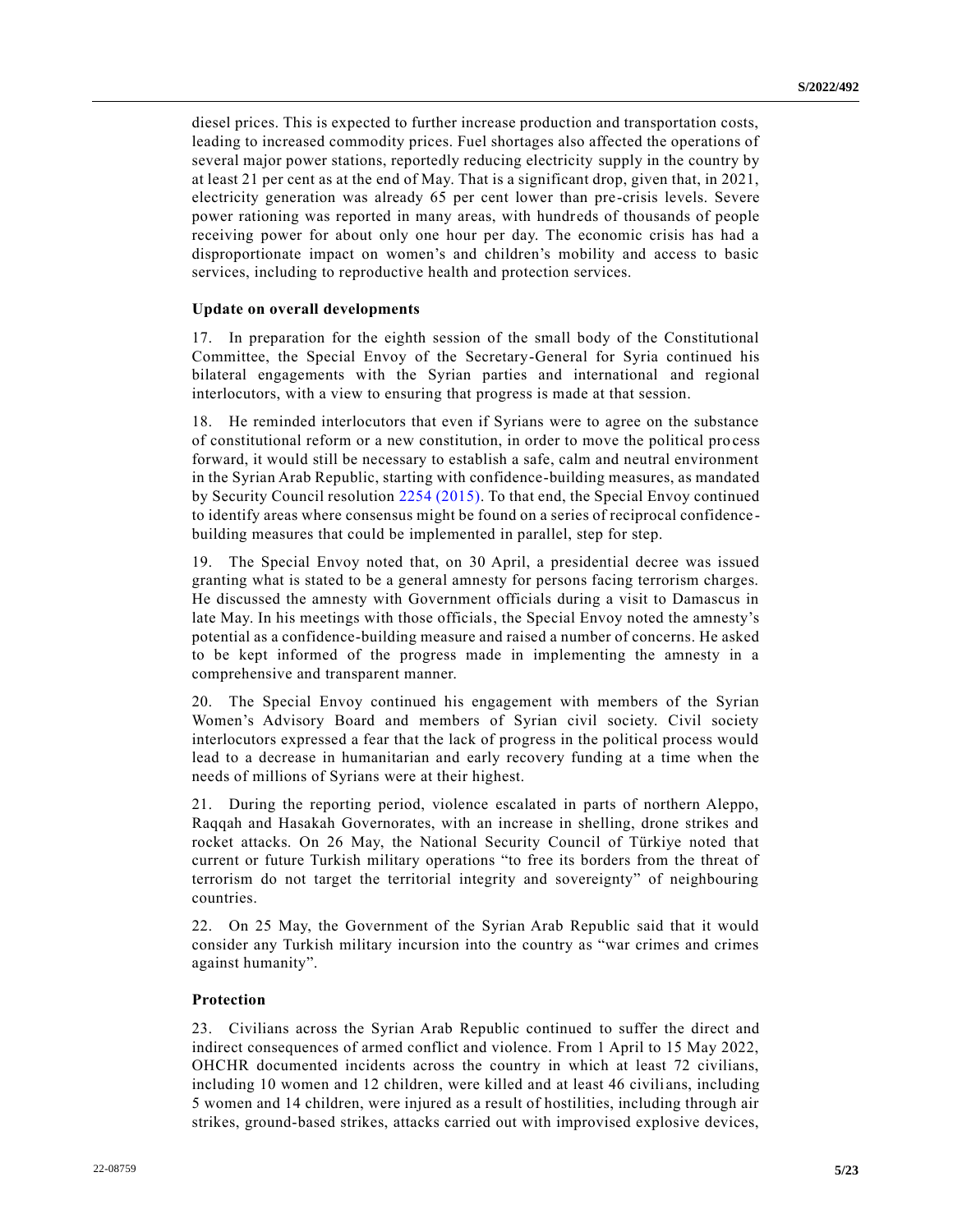diesel prices. This is expected to further increase production and transportation costs, leading to increased commodity prices. Fuel shortages also affected the operations of several major power stations, reportedly reducing electricity supply in the country by at least 21 per cent as at the end of May. That is a significant drop, given that, in 2021, electricity generation was already 65 per cent lower than pre-crisis levels. Severe power rationing was reported in many areas, with hundreds of thousands of people receiving power for about only one hour per day. The economic crisis has had a disproportionate impact on women's and children's mobility and access to basic services, including to reproductive health and protection services.

**Update on overall developments**

17. In preparation for the eighth session of the small body of the Constitutional Committee, the Special Envoy of the Secretary-General for Syria continued his bilateral engagements with the Syrian parties and international and regional interlocutors, with a view to ensuring that progress is made at that session.

18. He reminded interlocutors that even if Syrians were to agree on the substance of constitutional reform or a new constitution, in order to move the political process forward, it would still be necessary to establish a safe, calm and neutral environment in the Syrian Arab Republic, starting with confidence-building measures, as mandated by Security Council resolution 2254 (2015). To that end, the Special Envoy continued to identify areas where consensus might be found on a series of reciprocal confidence-building measures that could be implemented in parallel, step for step.

19. The Special Envoy noted that, on 30 April, a presidential decree was issued granting what is stated to be a general amnesty for persons facing terrorism charges. He discussed the amnesty with Government officials during a visit to Damascus in late May. In his meetings with those officials, the Special Envoy noted the amnesty's potential as a confidence-building measure and raised a number of concerns. He asked to be kept informed of the progress made in implementing the amnesty in a comprehensive and transparent manner.

20. The Special Envoy continued his engagement with members of the Syrian Women's Advisory Board and members of Syrian civil society. Civil society interlocutors expressed a fear that the lack of progress in the political process would lead to a decrease in humanitarian and early recovery funding at a time when the needs of millions of Syrians were at their highest.

21. During the reporting period, violence escalated in parts of northern Aleppo, Raqqah and Hasakah Governorates, with an increase in shelling, drone strikes and rocket attacks. On 26 May, the National Security Council of Türkiye noted that current or future Turkish military operations "to free its borders from the threat of terrorism do not target the territorial integrity and sovereignty" of neighbouring countries.

22. On 25 May, the Government of the Syrian Arab Republic said that it would consider any Turkish military incursion into the country as "war crimes and crimes against humanity".

**Protection**

23. Civilians across the Syrian Arab Republic continued to suffer the direct and indirect consequences of armed conflict and violence. From 1 April to 15 May 2022, OHCHR documented incidents across the country in which at least 72 civilians, including 10 women and 12 children, were killed and at least 46 civilians, including 5 women and 14 children, were injured as a result of hostilities, including through air strikes, ground-based strikes, attacks carried out with improvised explosive devices,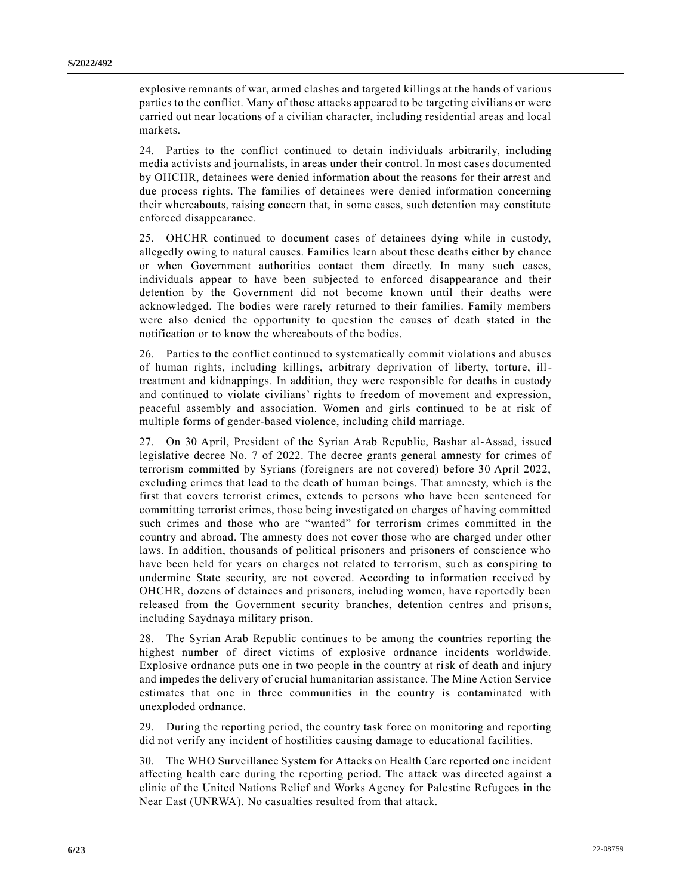explosive remnants of war, armed clashes and targeted killings at the hands of various parties to the conflict. Many of those attacks appeared to be targeting civilians or were carried out near locations of a civilian character, including residential areas and local markets.

24. Parties to the conflict continued to detain individuals arbitrarily, including media activists and journalists, in areas under their control. In most cases documented by OHCHR, detainees were denied information about the reasons for their arrest and due process rights. The families of detainees were denied information concerning their whereabouts, raising concern that, in some cases, such detention may constitute enforced disappearance.

25. OHCHR continued to document cases of detainees dying while in custody, allegedly owing to natural causes. Families learn about these deaths either by chance or when Government authorities contact them directly. In many such cases, individuals appear to have been subjected to enforced disappearance and their detention by the Government did not become known until their deaths were acknowledged. The bodies were rarely returned to their families. Family members were also denied the opportunity to question the causes of death stated in the notification or to know the whereabouts of the bodies.

26. Parties to the conflict continued to systematically commit violations and abuses of human rights, including killings, arbitrary deprivation of liberty, torture, ill-treatment and kidnappings. In addition, they were responsible for deaths in custody and continued to violate civilians' rights to freedom of movement and expression, peaceful assembly and association. Women and girls continued to be at risk of multiple forms of gender-based violence, including child marriage.

27. On 30 April, President of the Syrian Arab Republic, Bashar al-Assad, issued legislative decree No. 7 of 2022. The decree grants general amnesty for crimes of terrorism committed by Syrians (foreigners are not covered) before 30 April 2022, excluding crimes that lead to the death of human beings. That amnesty, which is the first that covers terrorist crimes, extends to persons who have been sentenced for committing terrorist crimes, those being investigated on charges of having committed such crimes and those who are "wanted" for terrorism crimes committed in the country and abroad. The amnesty does not cover those who are charged under other laws. In addition, thousands of political prisoners and prisoners of conscience who have been held for years on charges not related to terrorism, such as conspiring to undermine State security, are not covered. According to information received by OHCHR, dozens of detainees and prisoners, including women, have reportedly been released from the Government security branches, detention centres and prisons, including Saydnaya military prison.

28. The Syrian Arab Republic continues to be among the countries reporting the highest number of direct victims of explosive ordnance incidents worldwide. Explosive ordnance puts one in two people in the country at risk of death and injury and impedes the delivery of crucial humanitarian assistance. The Mine Action Service estimates that one in three communities in the country is contaminated with unexploded ordnance.

29. During the reporting period, the country task force on monitoring and reporting did not verify any incident of hostilities causing damage to educational facilities.

30. The WHO Surveillance System for Attacks on Health Care reported one incident affecting health care during the reporting period. The attack was directed against a clinic of the United Nations Relief and Works Agency for Palestine Refugees in the Near East (UNRWA). No casualties resulted from that attack.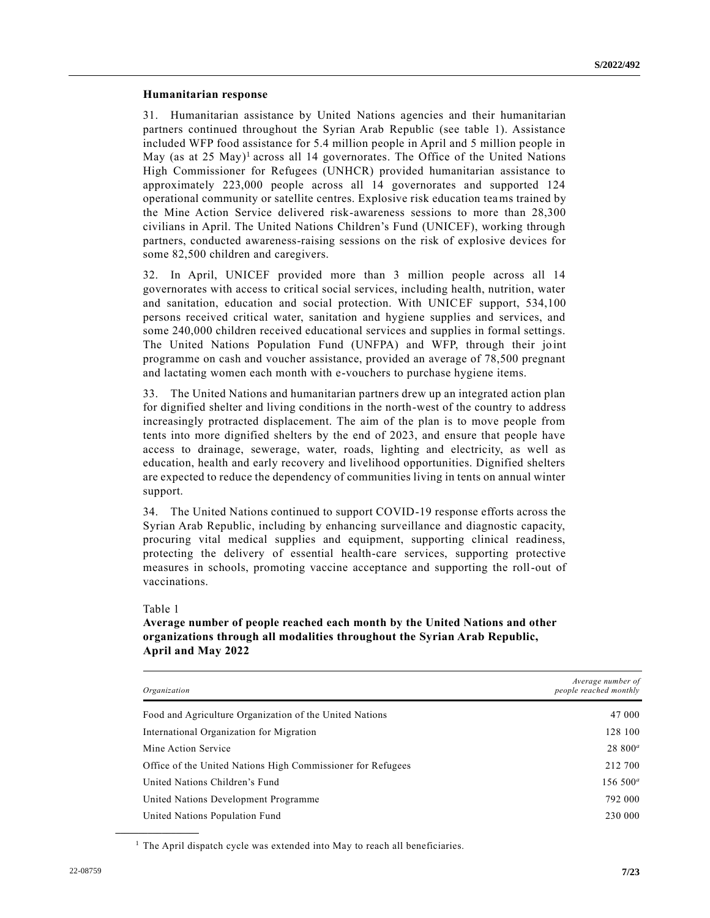### Humanitarian response

31. Humanitarian assistance by United Nations agencies and their humanitarian partners continued throughout the Syrian Arab Republic (see table 1). Assistance included WFP food assistance for 5.4 million people in April and 5 million people in May (as at 25 May)[1] across all 14 governorates. The Office of the United Nations High Commissioner for Refugees (UNHCR) provided humanitarian assistance to approximately 223,000 people across all 14 governorates and supported 124 operational community or satellite centres. Explosive risk education teams trained by the Mine Action Service delivered risk-awareness sessions to more than 28,300 civilians in April. The United Nations Children's Fund (UNICEF), working through partners, conducted awareness-raising sessions on the risk of explosive devices for some 82,500 children and caregivers.

32. In April, UNICEF provided more than 3 million people across all 14 governorates with access to critical social services, including health, nutrition, water and sanitation, education and social protection. With UNICEF support, 534,100 persons received critical water, sanitation and hygiene supplies and services, and some 240,000 children received educational services and supplies in formal settings. The United Nations Population Fund (UNFPA) and WFP, through their joint programme on cash and voucher assistance, provided an average of 78,500 pregnant and lactating women each month with e-vouchers to purchase hygiene items.

33. The United Nations and humanitarian partners drew up an integrated action plan for dignified shelter and living conditions in the north-west of the country to address increasingly protracted displacement. The aim of the plan is to move people from tents into more dignified shelters by the end of 2023, and ensure that people have access to drainage, sewerage, water, roads, lighting and electricity, as well as education, health and early recovery and livelihood opportunities. Dignified shelters are expected to reduce the dependency of communities living in tents on annual winter support.

34. The United Nations continued to support COVID-19 response efforts across the Syrian Arab Republic, including by enhancing surveillance and diagnostic capacity, procuring vital medical supplies and equipment, supporting clinical readiness, protecting the delivery of essential health-care services, supporting protective measures in schools, promoting vaccine acceptance and supporting the roll-out of vaccinations.

Table 1

**Average number of people reached each month by the United Nations and other organizations through all modalities throughout the Syrian Arab Republic, April and May 2022**

| *Organization* | *Average number of people reached monthly* |
|---|---|
| Food and Agriculture Organization of the United Nations | 47 000 |
| International Organization for Migration | 128 100 |
| Mine Action Service | 28 800[a] |
| Office of the United Nations High Commissioner for Refugees | 212 700 |
| United Nations Children's Fund | 156 500[a] |
| United Nations Development Programme | 792 000 |
| United Nations Population Fund | 230 000 |

[1] The April dispatch cycle was extended into May to reach all beneficiaries.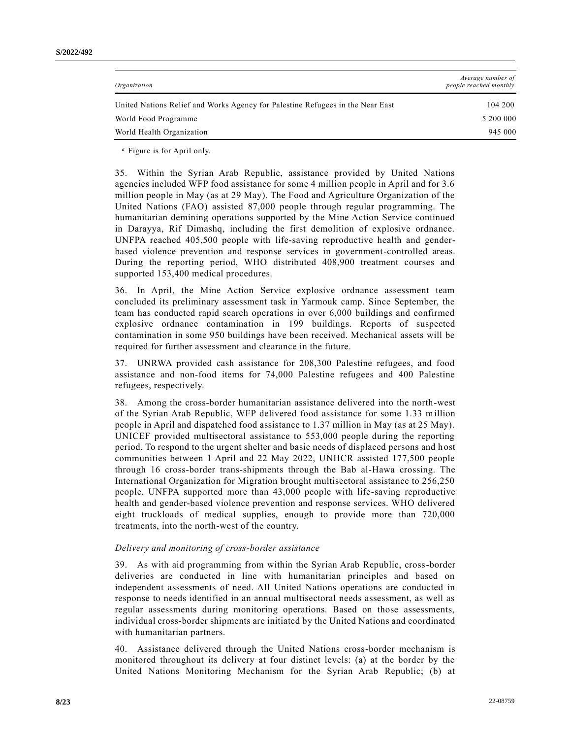| *Organization* | *Average number of people reached monthly* |
|---|---|
| United Nations Relief and Works Agency for Palestine Refugees in the Near East | 104 200 |
| World Food Programme | 5 200 000 |
| World Health Organization | 945 000 |

[a] Figure is for April only.

35. Within the Syrian Arab Republic, assistance provided by United Nations agencies included WFP food assistance for some 4 million people in April and for 3.6 million people in May (as at 29 May). The Food and Agriculture Organization of the United Nations (FAO) assisted 87,000 people through regular programming. The humanitarian demining operations supported by the Mine Action Service continued in Darayya, Rif Dimashq, including the first demolition of explosive ordnance. UNFPA reached 405,500 people with life-saving reproductive health and gender-based violence prevention and response services in government-controlled areas. During the reporting period, WHO distributed 408,900 treatment courses and supported 153,400 medical procedures.

36. In April, the Mine Action Service explosive ordnance assessment team concluded its preliminary assessment task in Yarmouk camp. Since September, the team has conducted rapid search operations in over 6,000 buildings and confirmed explosive ordnance contamination in 199 buildings. Reports of suspected contamination in some 950 buildings have been received. Mechanical assets will be required for further assessment and clearance in the future.

37. UNRWA provided cash assistance for 208,300 Palestine refugees, and food assistance and non-food items for 74,000 Palestine refugees and 400 Palestine refugees, respectively.

38. Among the cross-border humanitarian assistance delivered into the north-west of the Syrian Arab Republic, WFP delivered food assistance for some 1.33 million people in April and dispatched food assistance to 1.37 million in May (as at 25 May). UNICEF provided multisectoral assistance to 553,000 people during the reporting period. To respond to the urgent shelter and basic needs of displaced persons and host communities between 1 April and 22 May 2022, UNHCR assisted 177,500 people through 16 cross-border trans-shipments through the Bab al-Hawa crossing. The International Organization for Migration brought multisectoral assistance to 256,250 people. UNFPA supported more than 43,000 people with life-saving reproductive health and gender-based violence prevention and response services. WHO delivered eight truckloads of medical supplies, enough to provide more than 720,000 treatments, into the north-west of the country.

*Delivery and monitoring of cross-border assistance*

39. As with aid programming from within the Syrian Arab Republic, cross-border deliveries are conducted in line with humanitarian principles and based on independent assessments of need. All United Nations operations are conducted in response to needs identified in an annual multisectoral needs assessment, as well as regular assessments during monitoring operations. Based on those assessments, individual cross-border shipments are initiated by the United Nations and coordinated with humanitarian partners.

40. Assistance delivered through the United Nations cross-border mechanism is monitored throughout its delivery at four distinct levels: (a) at the border by the United Nations Monitoring Mechanism for the Syrian Arab Republic; (b) at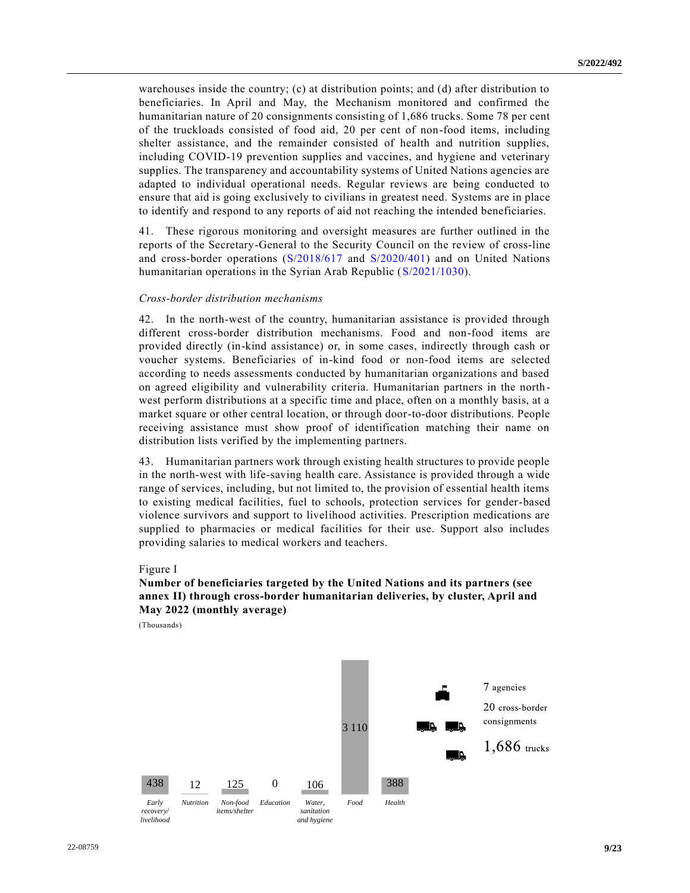warehouses inside the country; (c) at distribution points; and (d) after distribution to beneficiaries. In April and May, the Mechanism monitored and confirmed the humanitarian nature of 20 consignments consisting of 1,686 trucks. Some 78 per cent of the truckloads consisted of food aid, 20 per cent of non-food items, including shelter assistance, and the remainder consisted of health and nutrition supplies, including COVID-19 prevention supplies and vaccines, and hygiene and veterinary supplies. The transparency and accountability systems of United Nations agencies are adapted to individual operational needs. Regular reviews are being conducted to ensure that aid is going exclusively to civilians in greatest need. Systems are in place to identify and respond to any reports of aid not reaching the intended beneficiaries.

41. These rigorous monitoring and oversight measures are further outlined in the reports of the Secretary-General to the Security Council on the review of cross-line and cross-border operations (S/2018/617 and S/2020/401) and on United Nations humanitarian operations in the Syrian Arab Republic (S/2021/1030).

*Cross-border distribution mechanisms*

42. In the north-west of the country, humanitarian assistance is provided through different cross-border distribution mechanisms. Food and non-food items are provided directly (in-kind assistance) or, in some cases, indirectly through cash or voucher systems. Beneficiaries of in-kind food or non-food items are selected according to needs assessments conducted by humanitarian organizations and based on agreed eligibility and vulnerability criteria. Humanitarian partners in the north-west perform distributions at a specific time and place, often on a monthly basis, at a market square or other central location, or through door-to-door distributions. People receiving assistance must show proof of identification matching their name on distribution lists verified by the implementing partners.

43. Humanitarian partners work through existing health structures to provide people in the north-west with life-saving health care. Assistance is provided through a wide range of services, including, but not limited to, the provision of essential health items to existing medical facilities, fuel to schools, protection services for gender-based violence survivors and support to livelihood activities. Prescription medications are supplied to pharmacies or medical facilities for their use. Support also includes providing salaries to medical workers and teachers.

Figure I

**Number of beneficiaries targeted by the United Nations and its partners (see annex II) through cross-border humanitarian deliveries, by cluster, April and May 2022 (monthly average)**

(Thousands)

| Cluster | Beneficiaries (thousands) |
| --- | --- |
| Early recovery/livelihood | 438 |
| Nutrition | 12 |
| Non-food items/shelter | 125 |
| Education | 0 |
| Water, sanitation and hygiene | 106 |
| Food | 3 110 |
| Health | 388 |

7 agencies

20 cross-border consignments

1,686 trucks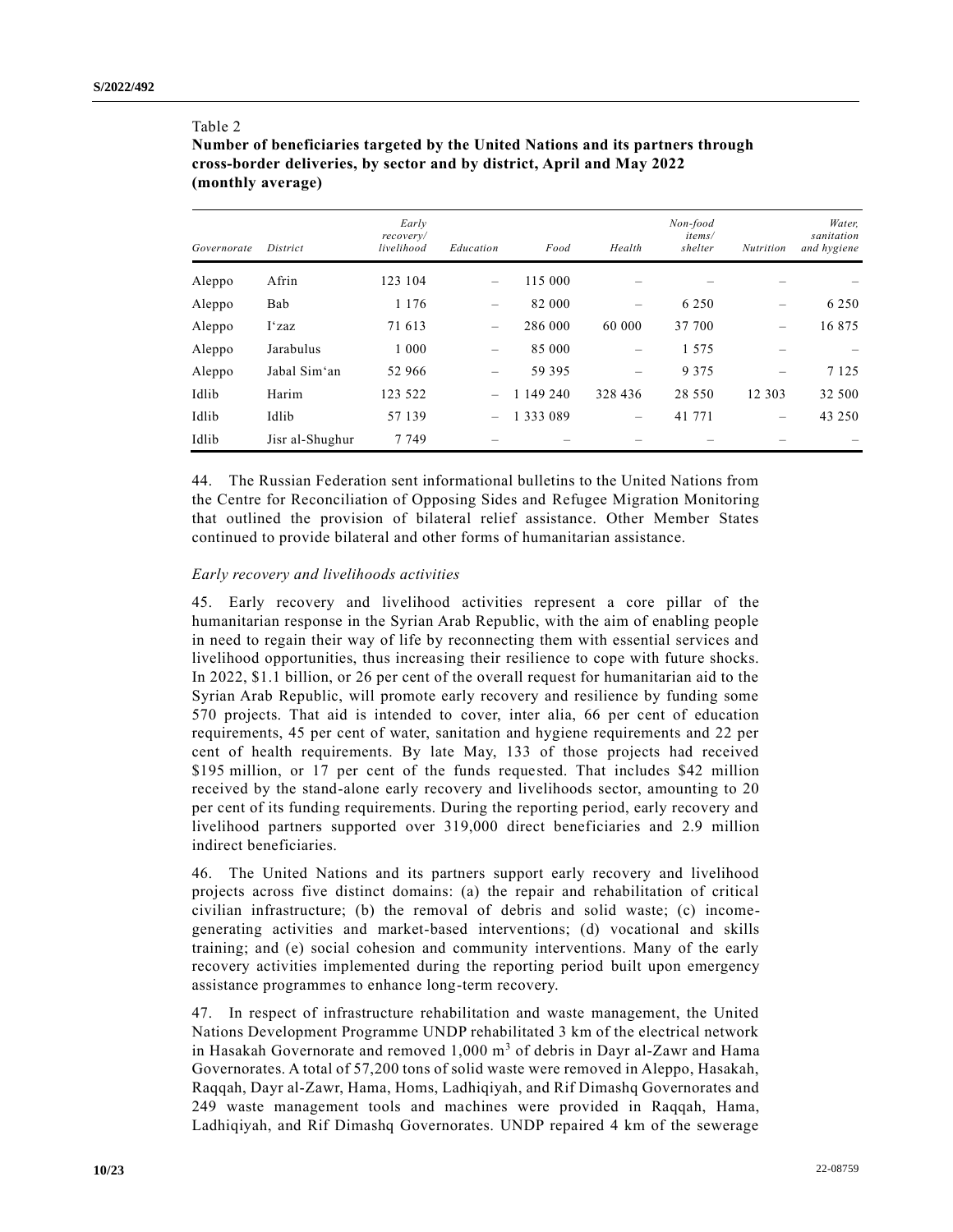Table 2

**Number of beneficiaries targeted by the United Nations and its partners through cross-border deliveries, by sector and by district, April and May 2022 (monthly average)**

| *Governorate* | *District* | *Early recovery/ livelihood* | *Education* | *Food* | *Health* | *Non-food items/ shelter* | *Nutrition* | *Water, sanitation and hygiene* |
|---|---|---|---|---|---|---|---|---|
| Aleppo | Afrin | 123 104 | – | 115 000 | – | – | – | – |
| Aleppo | Bab | 1 176 | – | 82 000 | – | 6 250 | – | 6 250 |
| Aleppo | I'zaz | 71 613 | – | 286 000 | 60 000 | 37 700 | – | 16 875 |
| Aleppo | Jarabulus | 1 000 | – | 85 000 | – | 1 575 | – | – |
| Aleppo | Jabal Sim'an | 52 966 | – | 59 395 | – | 9 375 | – | 7 125 |
| Idlib | Harim | 123 522 | – | 1 149 240 | 328 436 | 28 550 | 12 303 | 32 500 |
| Idlib | Idlib | 57 139 | – | 1 333 089 | – | 41 771 | – | 43 250 |
| Idlib | Jisr al-Shughur | 7 749 | – | – | – | – | – | – |

44. The Russian Federation sent informational bulletins to the United Nations from the Centre for Reconciliation of Opposing Sides and Refugee Migration Monitoring that outlined the provision of bilateral relief assistance. Other Member States continued to provide bilateral and other forms of humanitarian assistance.

*Early recovery and livelihoods activities*

45. Early recovery and livelihood activities represent a core pillar of the humanitarian response in the Syrian Arab Republic, with the aim of enabling people in need to regain their way of life by reconnecting them with essential services and livelihood opportunities, thus increasing their resilience to cope with future shocks. In 2022, $1.1 billion, or 26 per cent of the overall request for humanitarian aid to the Syrian Arab Republic, will promote early recovery and resilience by funding some 570 projects. That aid is intended to cover, inter alia, 66 per cent of education requirements, 45 per cent of water, sanitation and hygiene requirements and 22 per cent of health requirements. By late May, 133 of those projects had received $195 million, or 17 per cent of the funds requested. That includes $42 million received by the stand-alone early recovery and livelihoods sector, amounting to 20 per cent of its funding requirements. During the reporting period, early recovery and livelihood partners supported over 319,000 direct beneficiaries and 2.9 million indirect beneficiaries.

46. The United Nations and its partners support early recovery and livelihood projects across five distinct domains: (a) the repair and rehabilitation of critical civilian infrastructure; (b) the removal of debris and solid waste; (c) income-generating activities and market-based interventions; (d) vocational and skills training; and (e) social cohesion and community interventions. Many of the early recovery activities implemented during the reporting period built upon emergency assistance programmes to enhance long-term recovery.

47. In respect of infrastructure rehabilitation and waste management, the United Nations Development Programme UNDP rehabilitated 3 km of the electrical network in Hasakah Governorate and removed 1,000 $m^3$ of debris in Dayr al-Zawr and Hama Governorates. A total of 57,200 tons of solid waste were removed in Aleppo, Hasakah, Raqqah, Dayr al-Zawr, Hama, Homs, Ladhiqiyah, and Rif Dimashq Governorates and 249 waste management tools and machines were provided in Raqqah, Hama, Ladhiqiyah, and Rif Dimashq Governorates. UNDP repaired 4 km of the sewerage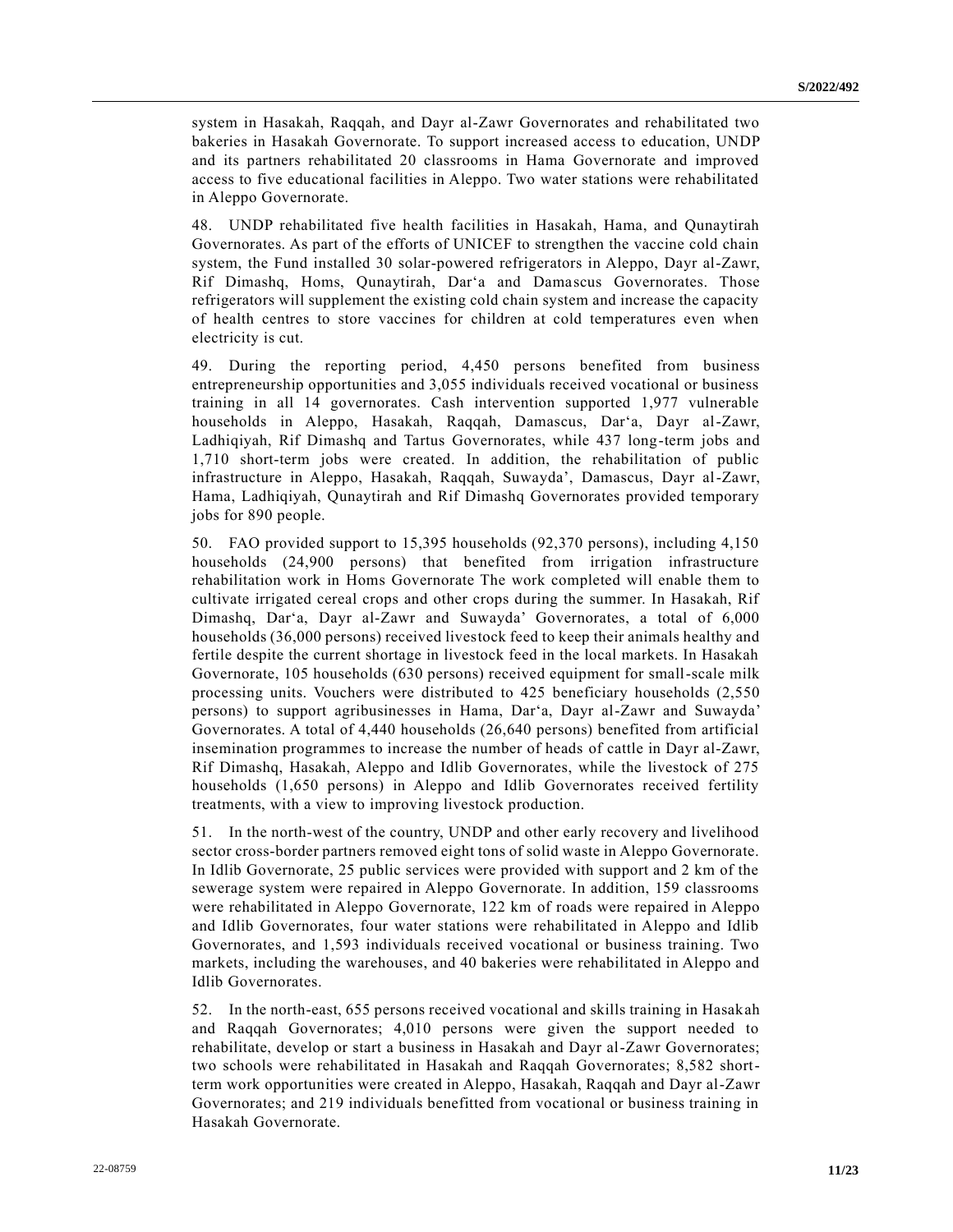system in Hasakah, Raqqah, and Dayr al-Zawr Governorates and rehabilitated two bakeries in Hasakah Governorate. To support increased access to education, UNDP and its partners rehabilitated 20 classrooms in Hama Governorate and improved access to five educational facilities in Aleppo. Two water stations were rehabilitated in Aleppo Governorate.

48. UNDP rehabilitated five health facilities in Hasakah, Hama, and Qunaytirah Governorates. As part of the efforts of UNICEF to strengthen the vaccine cold chain system, the Fund installed 30 solar-powered refrigerators in Aleppo, Dayr al-Zawr, Rif Dimashq, Homs, Qunaytirah, Dar'a and Damascus Governorates. Those refrigerators will supplement the existing cold chain system and increase the capacity of health centres to store vaccines for children at cold temperatures even when electricity is cut.

49. During the reporting period, 4,450 persons benefited from business entrepreneurship opportunities and 3,055 individuals received vocational or business training in all 14 governorates. Cash intervention supported 1,977 vulnerable households in Aleppo, Hasakah, Raqqah, Damascus, Dar'a, Dayr al-Zawr, Ladhiqiyah, Rif Dimashq and Tartus Governorates, while 437 long-term jobs and 1,710 short-term jobs were created. In addition, the rehabilitation of public infrastructure in Aleppo, Hasakah, Raqqah, Suwayda', Damascus, Dayr al-Zawr, Hama, Ladhiqiyah, Qunaytirah and Rif Dimashq Governorates provided temporary jobs for 890 people.

50. FAO provided support to 15,395 households (92,370 persons), including 4,150 households (24,900 persons) that benefited from irrigation infrastructure rehabilitation work in Homs Governorate The work completed will enable them to cultivate irrigated cereal crops and other crops during the summer. In Hasakah, Rif Dimashq, Dar'a, Dayr al-Zawr and Suwayda' Governorates, a total of 6,000 households (36,000 persons) received livestock feed to keep their animals healthy and fertile despite the current shortage in livestock feed in the local markets. In Hasakah Governorate, 105 households (630 persons) received equipment for small-scale milk processing units. Vouchers were distributed to 425 beneficiary households (2,550 persons) to support agribusinesses in Hama, Dar'a, Dayr al-Zawr and Suwayda' Governorates. A total of 4,440 households (26,640 persons) benefited from artificial insemination programmes to increase the number of heads of cattle in Dayr al-Zawr, Rif Dimashq, Hasakah, Aleppo and Idlib Governorates, while the livestock of 275 households (1,650 persons) in Aleppo and Idlib Governorates received fertility treatments, with a view to improving livestock production.

51. In the north-west of the country, UNDP and other early recovery and livelihood sector cross-border partners removed eight tons of solid waste in Aleppo Governorate. In Idlib Governorate, 25 public services were provided with support and 2 km of the sewerage system were repaired in Aleppo Governorate. In addition, 159 classrooms were rehabilitated in Aleppo Governorate, 122 km of roads were repaired in Aleppo and Idlib Governorates, four water stations were rehabilitated in Aleppo and Idlib Governorates, and 1,593 individuals received vocational or business training. Two markets, including the warehouses, and 40 bakeries were rehabilitated in Aleppo and Idlib Governorates.

52. In the north-east, 655 persons received vocational and skills training in Hasakah and Raqqah Governorates; 4,010 persons were given the support needed to rehabilitate, develop or start a business in Hasakah and Dayr al-Zawr Governorates; two schools were rehabilitated in Hasakah and Raqqah Governorates; 8,582 short-term work opportunities were created in Aleppo, Hasakah, Raqqah and Dayr al-Zawr Governorates; and 219 individuals benefitted from vocational or business training in Hasakah Governorate.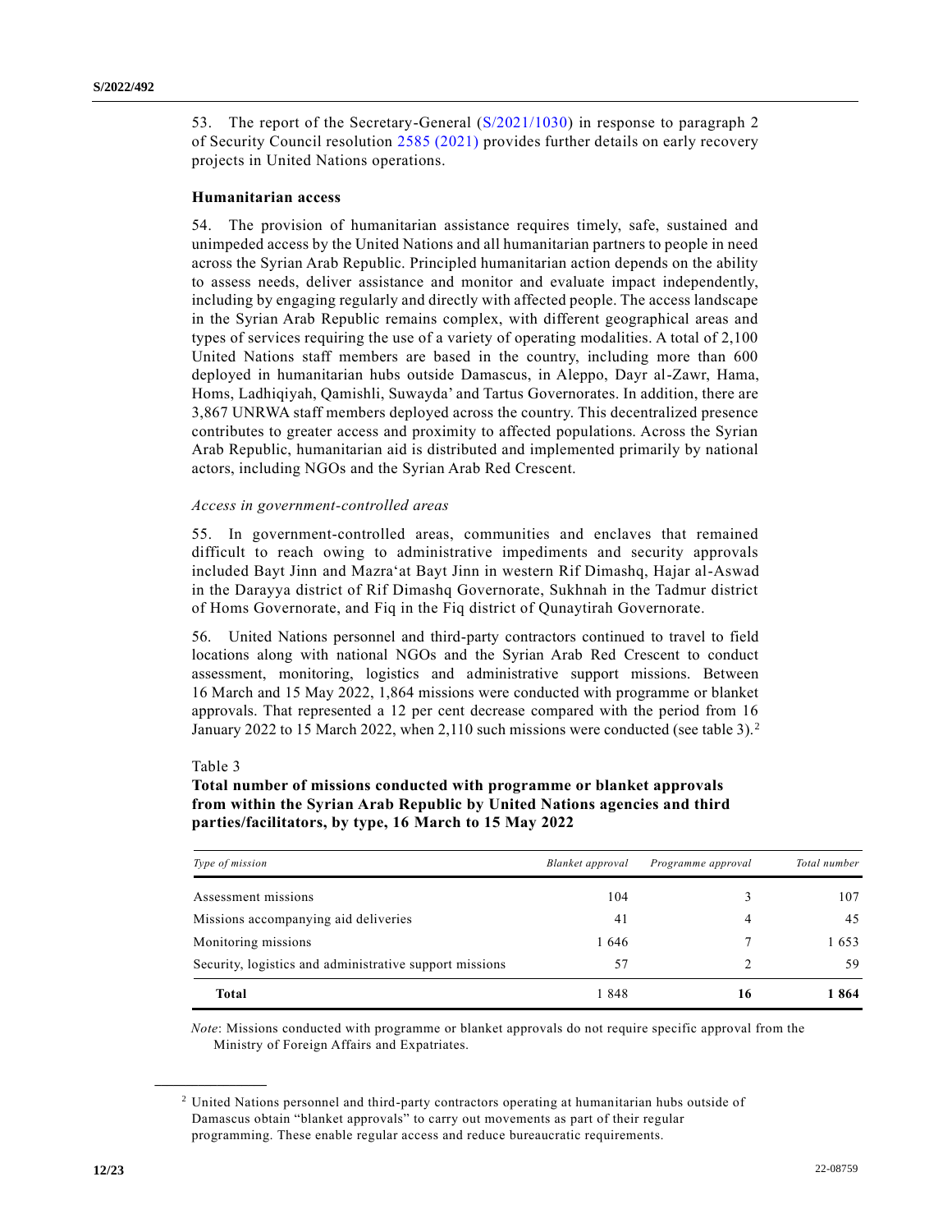53. The report of the Secretary-General (S/2021/1030) in response to paragraph 2 of Security Council resolution 2585 (2021) provides further details on early recovery projects in United Nations operations.

### Humanitarian access

54. The provision of humanitarian assistance requires timely, safe, sustained and unimpeded access by the United Nations and all humanitarian partners to people in need across the Syrian Arab Republic. Principled humanitarian action depends on the ability to assess needs, deliver assistance and monitor and evaluate impact independently, including by engaging regularly and directly with affected people. The access landscape in the Syrian Arab Republic remains complex, with different geographical areas and types of services requiring the use of a variety of operating modalities. A total of 2,100 United Nations staff members are based in the country, including more than 600 deployed in humanitarian hubs outside Damascus, in Aleppo, Dayr al-Zawr, Hama, Homs, Ladhiqiyah, Qamishli, Suwayda' and Tartus Governorates. In addition, there are 3,867 UNRWA staff members deployed across the country. This decentralized presence contributes to greater access and proximity to affected populations. Across the Syrian Arab Republic, humanitarian aid is distributed and implemented primarily by national actors, including NGOs and the Syrian Arab Red Crescent.

*Access in government-controlled areas*

55. In government-controlled areas, communities and enclaves that remained difficult to reach owing to administrative impediments and security approvals included Bayt Jinn and Mazra'at Bayt Jinn in western Rif Dimashq, Hajar al-Aswad in the Darayya district of Rif Dimashq Governorate, Sukhnah in the Tadmur district of Homs Governorate, and Fiq in the Fiq district of Qunaytirah Governorate.

56. United Nations personnel and third-party contractors continued to travel to field locations along with national NGOs and the Syrian Arab Red Crescent to conduct assessment, monitoring, logistics and administrative support missions. Between 16 March and 15 May 2022, 1,864 missions were conducted with programme or blanket approvals. That represented a 12 per cent decrease compared with the period from 16 January 2022 to 15 March 2022, when 2,110 such missions were conducted (see table 3).[2]

Table 3

**Total number of missions conducted with programme or blanket approvals from within the Syrian Arab Republic by United Nations agencies and third parties/facilitators, by type, 16 March to 15 May 2022**

| *Type of mission* | *Blanket approval* | *Programme approval* | *Total number* |
|---|---|---|---|
| Assessment missions | 104 | 3 | 107 |
| Missions accompanying aid deliveries | 41 | 4 | 45 |
| Monitoring missions | 1 646 | 7 | 1 653 |
| Security, logistics and administrative support missions | 57 | 2 | 59 |
| **Total** | 1 848 | **16** | **1 864** |

*Note*: Missions conducted with programme or blanket approvals do not require specific approval from the Ministry of Foreign Affairs and Expatriates.

[2] United Nations personnel and third-party contractors operating at humanitarian hubs outside of Damascus obtain "blanket approvals" to carry out movements as part of their regular programming. These enable regular access and reduce bureaucratic requirements.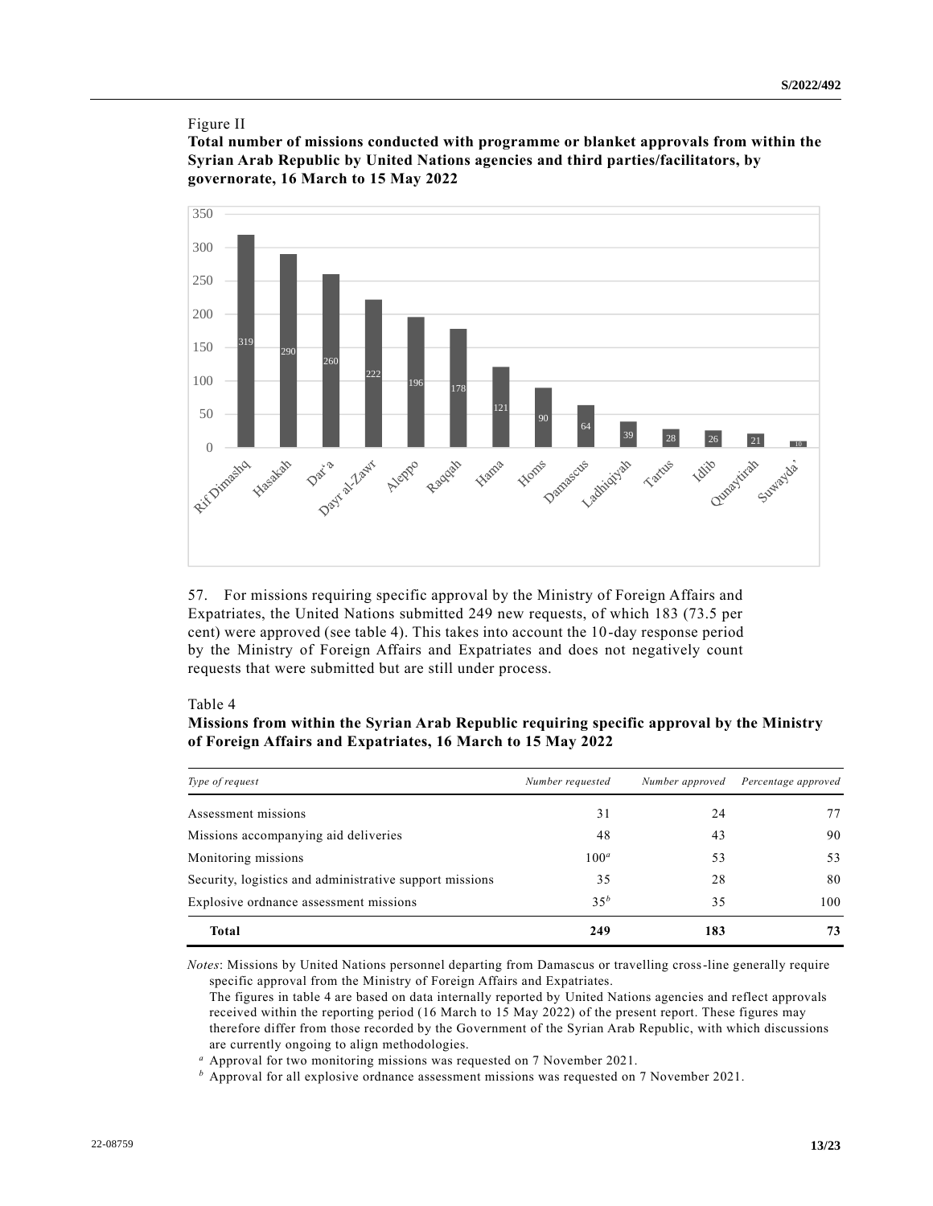Figure II

**Total number of missions conducted with programme or blanket approvals from within the Syrian Arab Republic by United Nations agencies and third parties/facilitators, by governorate, 16 March to 15 May 2022**

| Governorate | Number of missions |
| --- | --- |
| Rif Dimashq | 319 |
| Hasakah | 290 |
| Dar'a | 260 |
| Dayr al-Zawr | 222 |
| Aleppo | 196 |
| Raqqah | 178 |
| Hama | 121 |
| Homs | 90 |
| Damascus | 64 |
| Ladhiqiyah | 39 |
| Tartus | 28 |
| Idlib | 26 |
| Qunaytirah | 21 |
| Suwayda' | 10 |

57. For missions requiring specific approval by the Ministry of Foreign Affairs and Expatriates, the United Nations submitted 249 new requests, of which 183 (73.5 per cent) were approved (see table 4). This takes into account the 10-day response period by the Ministry of Foreign Affairs and Expatriates and does not negatively count requests that were submitted but are still under process.

Table 4

**Missions from within the Syrian Arab Republic requiring specific approval by the Ministry of Foreign Affairs and Expatriates, 16 March to 15 May 2022**

| *Type of request* | *Number requested* | *Number approved* | *Percentage approved* |
| --- | --- | --- | --- |
| Assessment missions | 31 | 24 | 77 |
| Missions accompanying aid deliveries | 48 | 43 | 90 |
| Monitoring missions | 100[a] | 53 | 53 |
| Security, logistics and administrative support missions | 35 | 28 | 80 |
| Explosive ordnance assessment missions | 35[b] | 35 | 100 |
| **Total** | **249** | **183** | **73** |

*Notes*: Missions by United Nations personnel departing from Damascus or travelling cross-line generally require specific approval from the Ministry of Foreign Affairs and Expatriates.

The figures in table 4 are based on data internally reported by United Nations agencies and reflect approvals received within the reporting period (16 March to 15 May 2022) of the present report. These figures may therefore differ from those recorded by the Government of the Syrian Arab Republic, with which discussions are currently ongoing to align methodologies.

[a] Approval for two monitoring missions was requested on 7 November 2021.

[b] Approval for all explosive ordnance assessment missions was requested on 7 November 2021.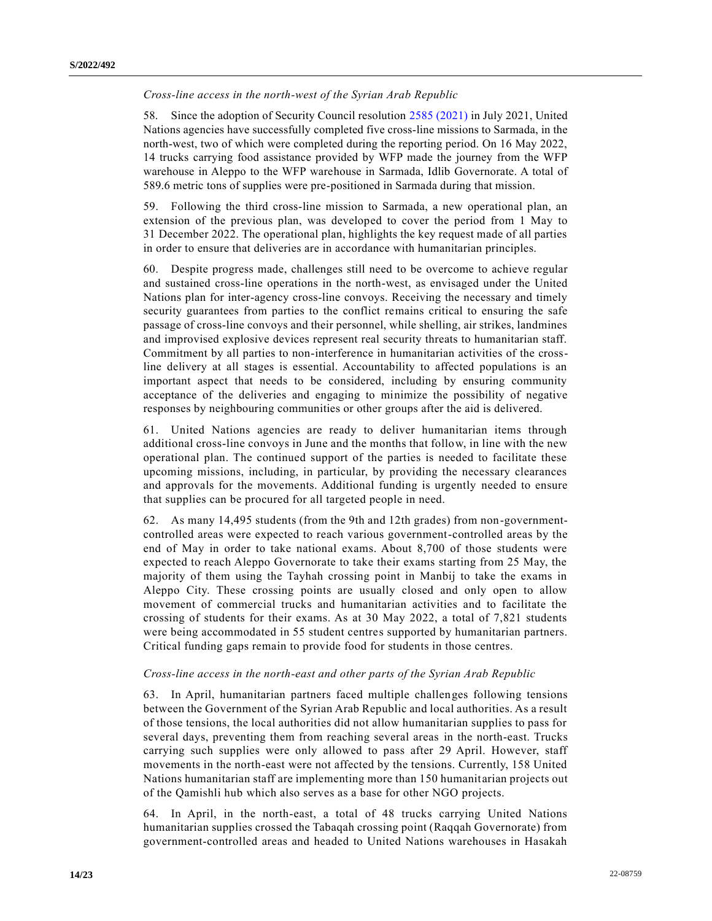*Cross-line access in the north-west of the Syrian Arab Republic*

58. Since the adoption of Security Council resolution 2585 (2021) in July 2021, United Nations agencies have successfully completed five cross-line missions to Sarmada, in the north-west, two of which were completed during the reporting period. On 16 May 2022, 14 trucks carrying food assistance provided by WFP made the journey from the WFP warehouse in Aleppo to the WFP warehouse in Sarmada, Idlib Governorate. A total of 589.6 metric tons of supplies were pre-positioned in Sarmada during that mission.

59. Following the third cross-line mission to Sarmada, a new operational plan, an extension of the previous plan, was developed to cover the period from 1 May to 31 December 2022. The operational plan, highlights the key request made of all parties in order to ensure that deliveries are in accordance with humanitarian principles.

60. Despite progress made, challenges still need to be overcome to achieve regular and sustained cross-line operations in the north-west, as envisaged under the United Nations plan for inter-agency cross-line convoys. Receiving the necessary and timely security guarantees from parties to the conflict remains critical to ensuring the safe passage of cross-line convoys and their personnel, while shelling, air strikes, landmines and improvised explosive devices represent real security threats to humanitarian staff. Commitment by all parties to non-interference in humanitarian activities of the cross-line delivery at all stages is essential. Accountability to affected populations is an important aspect that needs to be considered, including by ensuring community acceptance of the deliveries and engaging to minimize the possibility of negative responses by neighbouring communities or other groups after the aid is delivered.

61. United Nations agencies are ready to deliver humanitarian items through additional cross-line convoys in June and the months that follow, in line with the new operational plan. The continued support of the parties is needed to facilitate these upcoming missions, including, in particular, by providing the necessary clearances and approvals for the movements. Additional funding is urgently needed to ensure that supplies can be procured for all targeted people in need.

62. As many 14,495 students (from the 9th and 12th grades) from non-government-controlled areas were expected to reach various government-controlled areas by the end of May in order to take national exams. About 8,700 of those students were expected to reach Aleppo Governorate to take their exams starting from 25 May, the majority of them using the Tayhah crossing point in Manbij to take the exams in Aleppo City. These crossing points are usually closed and only open to allow movement of commercial trucks and humanitarian activities and to facilitate the crossing of students for their exams. As at 30 May 2022, a total of 7,821 students were being accommodated in 55 student centres supported by humanitarian partners. Critical funding gaps remain to provide food for students in those centres.

*Cross-line access in the north-east and other parts of the Syrian Arab Republic*

63. In April, humanitarian partners faced multiple challenges following tensions between the Government of the Syrian Arab Republic and local authorities. As a result of those tensions, the local authorities did not allow humanitarian supplies to pass for several days, preventing them from reaching several areas in the north-east. Trucks carrying such supplies were only allowed to pass after 29 April. However, staff movements in the north-east were not affected by the tensions. Currently, 158 United Nations humanitarian staff are implementing more than 150 humanitarian projects out of the Qamishli hub which also serves as a base for other NGO projects.

64. In April, in the north-east, a total of 48 trucks carrying United Nations humanitarian supplies crossed the Tabaqah crossing point (Raqqah Governorate) from government-controlled areas and headed to United Nations warehouses in Hasakah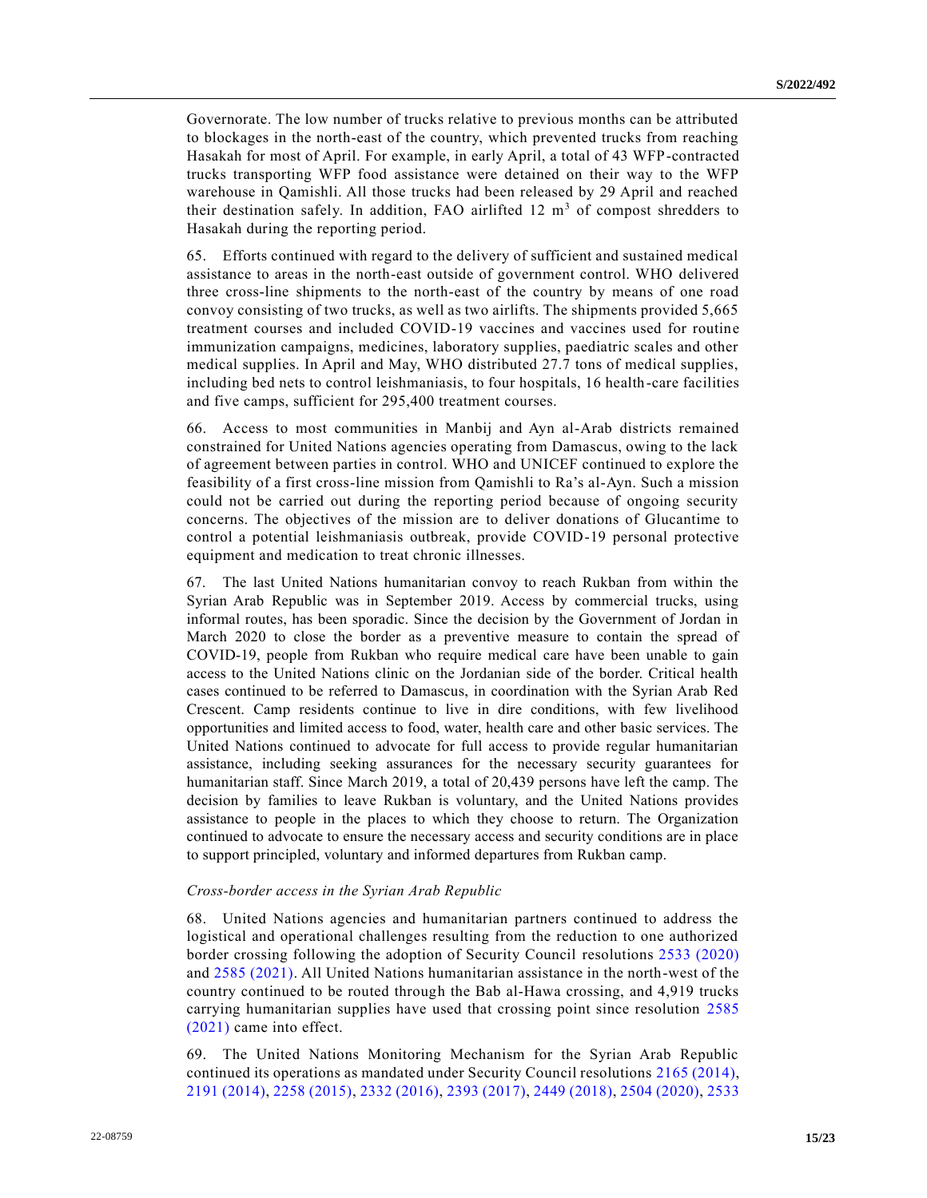Governorate. The low number of trucks relative to previous months can be attributed to blockages in the north-east of the country, which prevented trucks from reaching Hasakah for most of April. For example, in early April, a total of 43 WFP-contracted trucks transporting WFP food assistance were detained on their way to the WFP warehouse in Qamishli. All those trucks had been released by 29 April and reached their destination safely. In addition, FAO airlifted 12 $m^3$ of compost shredders to Hasakah during the reporting period.

65. Efforts continued with regard to the delivery of sufficient and sustained medical assistance to areas in the north-east outside of government control. WHO delivered three cross-line shipments to the north-east of the country by means of one road convoy consisting of two trucks, as well as two airlifts. The shipments provided 5,665 treatment courses and included COVID-19 vaccines and vaccines used for routine immunization campaigns, medicines, laboratory supplies, paediatric scales and other medical supplies. In April and May, WHO distributed 27.7 tons of medical supplies, including bed nets to control leishmaniasis, to four hospitals, 16 health-care facilities and five camps, sufficient for 295,400 treatment courses.

66. Access to most communities in Manbij and Ayn al-Arab districts remained constrained for United Nations agencies operating from Damascus, owing to the lack of agreement between parties in control. WHO and UNICEF continued to explore the feasibility of a first cross-line mission from Qamishli to Ra’s al-Ayn. Such a mission could not be carried out during the reporting period because of ongoing security concerns. The objectives of the mission are to deliver donations of Glucantime to control a potential leishmaniasis outbreak, provide COVID-19 personal protective equipment and medication to treat chronic illnesses.

67. The last United Nations humanitarian convoy to reach Rukban from within the Syrian Arab Republic was in September 2019. Access by commercial trucks, using informal routes, has been sporadic. Since the decision by the Government of Jordan in March 2020 to close the border as a preventive measure to contain the spread of COVID-19, people from Rukban who require medical care have been unable to gain access to the United Nations clinic on the Jordanian side of the border. Critical health cases continued to be referred to Damascus, in coordination with the Syrian Arab Red Crescent. Camp residents continue to live in dire conditions, with few livelihood opportunities and limited access to food, water, health care and other basic services. The United Nations continued to advocate for full access to provide regular humanitarian assistance, including seeking assurances for the necessary security guarantees for humanitarian staff. Since March 2019, a total of 20,439 persons have left the camp. The decision by families to leave Rukban is voluntary, and the United Nations provides assistance to people in the places to which they choose to return. The Organization continued to advocate to ensure the necessary access and security conditions are in place to support principled, voluntary and informed departures from Rukban camp.

*Cross-border access in the Syrian Arab Republic*

68. United Nations agencies and humanitarian partners continued to address the logistical and operational challenges resulting from the reduction to one authorized border crossing following the adoption of Security Council resolutions 2533 (2020) and 2585 (2021). All United Nations humanitarian assistance in the north-west of the country continued to be routed through the Bab al-Hawa crossing, and 4,919 trucks carrying humanitarian supplies have used that crossing point since resolution 2585 (2021) came into effect.

69. The United Nations Monitoring Mechanism for the Syrian Arab Republic continued its operations as mandated under Security Council resolutions 2165 (2014), 2191 (2014), 2258 (2015), 2332 (2016), 2393 (2017), 2449 (2018), 2504 (2020), 2533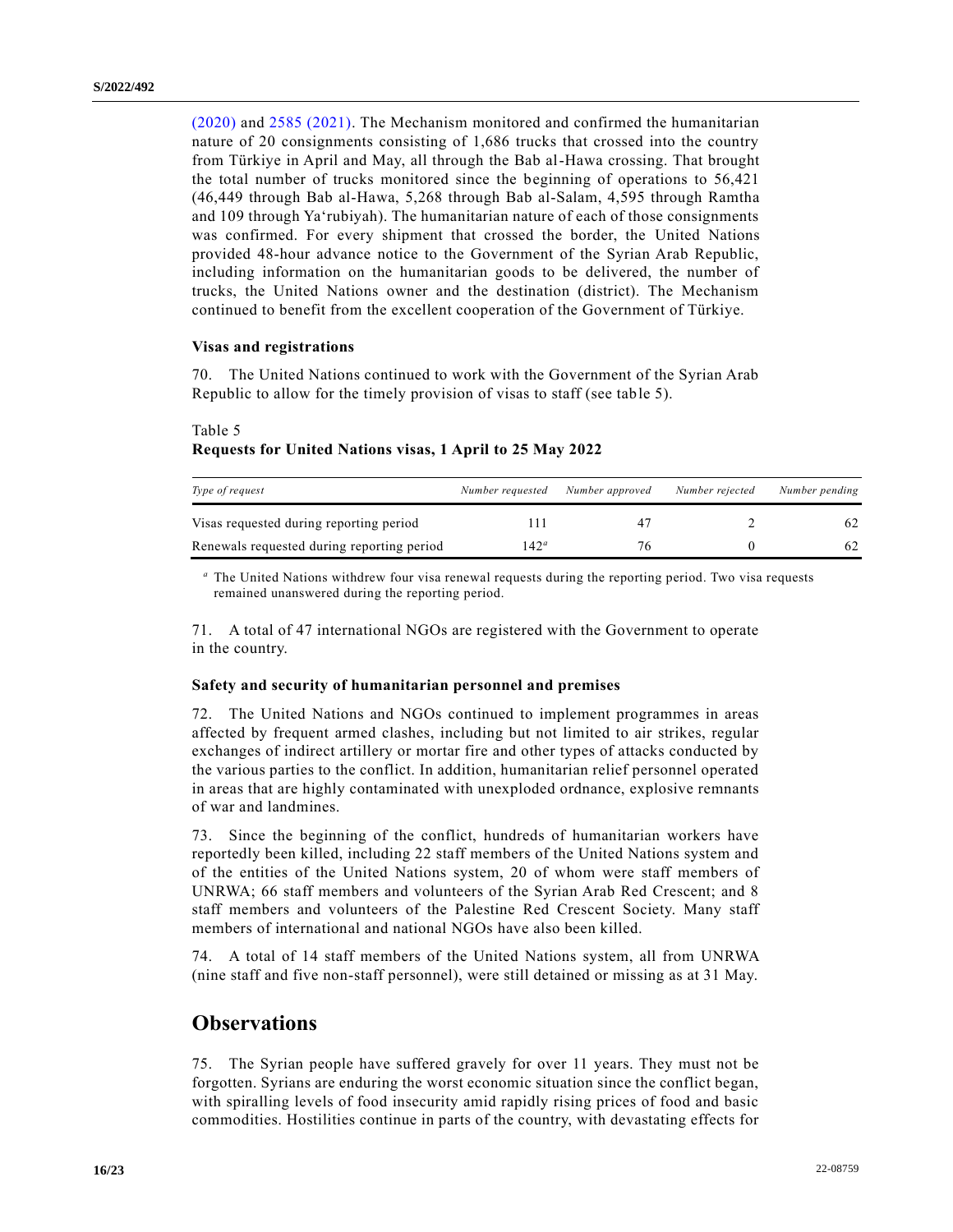(2020) and 2585 (2021). The Mechanism monitored and confirmed the humanitarian nature of 20 consignments consisting of 1,686 trucks that crossed into the country from Türkiye in April and May, all through the Bab al-Hawa crossing. That brought the total number of trucks monitored since the beginning of operations to 56,421 (46,449 through Bab al-Hawa, 5,268 through Bab al-Salam, 4,595 through Ramtha and 109 through Ya'rubiyah). The humanitarian nature of each of those consignments was confirmed. For every shipment that crossed the border, the United Nations provided 48-hour advance notice to the Government of the Syrian Arab Republic, including information on the humanitarian goods to be delivered, the number of trucks, the United Nations owner and the destination (district). The Mechanism continued to benefit from the excellent cooperation of the Government of Türkiye.

### Visas and registrations

70. The United Nations continued to work with the Government of the Syrian Arab Republic to allow for the timely provision of visas to staff (see table 5).

Table 5
**Requests for United Nations visas, 1 April to 25 May 2022**

| *Type of request* | *Number requested* | *Number approved* | *Number rejected* | *Number pending* |
|---|---|---|---|---|
| Visas requested during reporting period | 111 | 47 | 2 | 62 |
| Renewals requested during reporting period | 142[a] | 76 | 0 | 62 |

[a] The United Nations withdrew four visa renewal requests during the reporting period. Two visa requests remained unanswered during the reporting period.

71. A total of 47 international NGOs are registered with the Government to operate in the country.

### Safety and security of humanitarian personnel and premises

72. The United Nations and NGOs continued to implement programmes in areas affected by frequent armed clashes, including but not limited to air strikes, regular exchanges of indirect artillery or mortar fire and other types of attacks conducted by the various parties to the conflict. In addition, humanitarian relief personnel operated in areas that are highly contaminated with unexploded ordnance, explosive remnants of war and landmines.

73. Since the beginning of the conflict, hundreds of humanitarian workers have reportedly been killed, including 22 staff members of the United Nations system and of the entities of the United Nations system, 20 of whom were staff members of UNRWA; 66 staff members and volunteers of the Syrian Arab Red Crescent; and 8 staff members and volunteers of the Palestine Red Crescent Society. Many staff members of international and national NGOs have also been killed.

74. A total of 14 staff members of the United Nations system, all from UNRWA (nine staff and five non-staff personnel), were still detained or missing as at 31 May.

## Observations

75. The Syrian people have suffered gravely for over 11 years. They must not be forgotten. Syrians are enduring the worst economic situation since the conflict began, with spiralling levels of food insecurity amid rapidly rising prices of food and basic commodities. Hostilities continue in parts of the country, with devastating effects for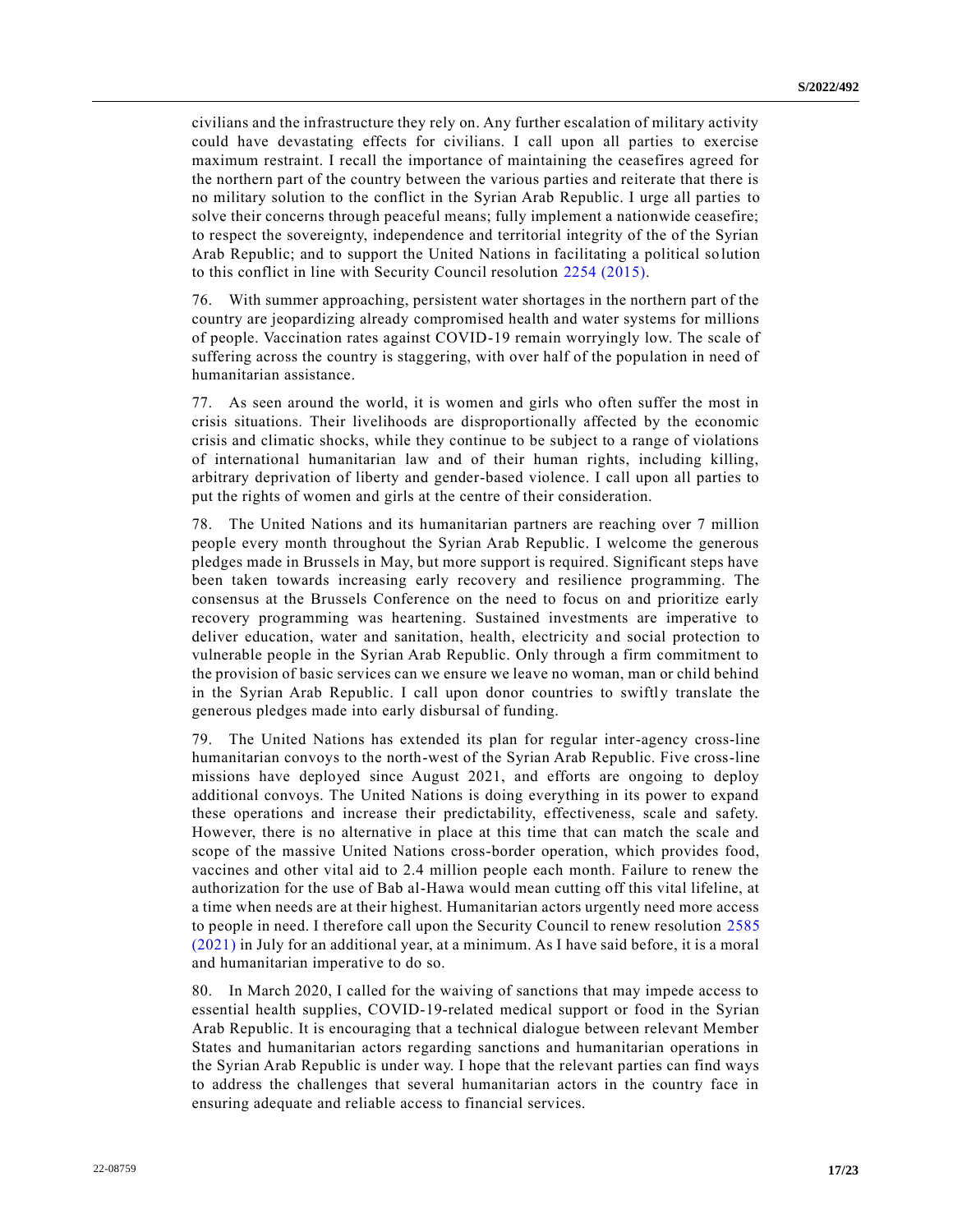civilians and the infrastructure they rely on. Any further escalation of military activity could have devastating effects for civilians. I call upon all parties to exercise maximum restraint. I recall the importance of maintaining the ceasefires agreed for the northern part of the country between the various parties and reiterate that there is no military solution to the conflict in the Syrian Arab Republic. I urge all parties to solve their concerns through peaceful means; fully implement a nationwide ceasefire; to respect the sovereignty, independence and territorial integrity of the of the Syrian Arab Republic; and to support the United Nations in facilitating a political solution to this conflict in line with Security Council resolution 2254 (2015).

76. With summer approaching, persistent water shortages in the northern part of the country are jeopardizing already compromised health and water systems for millions of people. Vaccination rates against COVID-19 remain worryingly low. The scale of suffering across the country is staggering, with over half of the population in need of humanitarian assistance.

77. As seen around the world, it is women and girls who often suffer the most in crisis situations. Their livelihoods are disproportionally affected by the economic crisis and climatic shocks, while they continue to be subject to a range of violations of international humanitarian law and of their human rights, including killing, arbitrary deprivation of liberty and gender-based violence. I call upon all parties to put the rights of women and girls at the centre of their consideration.

78. The United Nations and its humanitarian partners are reaching over 7 million people every month throughout the Syrian Arab Republic. I welcome the generous pledges made in Brussels in May, but more support is required. Significant steps have been taken towards increasing early recovery and resilience programming. The consensus at the Brussels Conference on the need to focus on and prioritize early recovery programming was heartening. Sustained investments are imperative to deliver education, water and sanitation, health, electricity and social protection to vulnerable people in the Syrian Arab Republic. Only through a firm commitment to the provision of basic services can we ensure we leave no woman, man or child behind in the Syrian Arab Republic. I call upon donor countries to swiftly translate the generous pledges made into early disbursal of funding.

79. The United Nations has extended its plan for regular inter-agency cross-line humanitarian convoys to the north-west of the Syrian Arab Republic. Five cross-line missions have deployed since August 2021, and efforts are ongoing to deploy additional convoys. The United Nations is doing everything in its power to expand these operations and increase their predictability, effectiveness, scale and safety. However, there is no alternative in place at this time that can match the scale and scope of the massive United Nations cross-border operation, which provides food, vaccines and other vital aid to 2.4 million people each month. Failure to renew the authorization for the use of Bab al-Hawa would mean cutting off this vital lifeline, at a time when needs are at their highest. Humanitarian actors urgently need more access to people in need. I therefore call upon the Security Council to renew resolution 2585 (2021) in July for an additional year, at a minimum. As I have said before, it is a moral and humanitarian imperative to do so.

80. In March 2020, I called for the waiving of sanctions that may impede access to essential health supplies, COVID-19-related medical support or food in the Syrian Arab Republic. It is encouraging that a technical dialogue between relevant Member States and humanitarian actors regarding sanctions and humanitarian operations in the Syrian Arab Republic is under way. I hope that the relevant parties can find ways to address the challenges that several humanitarian actors in the country face in ensuring adequate and reliable access to financial services.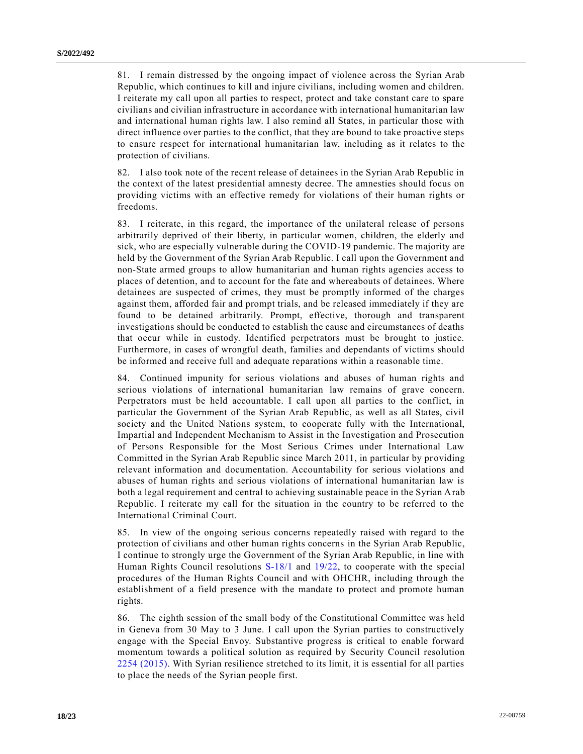81. I remain distressed by the ongoing impact of violence across the Syrian Arab Republic, which continues to kill and injure civilians, including women and children. I reiterate my call upon all parties to respect, protect and take constant care to spare civilians and civilian infrastructure in accordance with international humanitarian law and international human rights law. I also remind all States, in particular those with direct influence over parties to the conflict, that they are bound to take proactive steps to ensure respect for international humanitarian law, including as it relates to the protection of civilians.

82. I also took note of the recent release of detainees in the Syrian Arab Republic in the context of the latest presidential amnesty decree. The amnesties should focus on providing victims with an effective remedy for violations of their human rights or freedoms.

83. I reiterate, in this regard, the importance of the unilateral release of persons arbitrarily deprived of their liberty, in particular women, children, the elderly and sick, who are especially vulnerable during the COVID-19 pandemic. The majority are held by the Government of the Syrian Arab Republic. I call upon the Government and non-State armed groups to allow humanitarian and human rights agencies access to places of detention, and to account for the fate and whereabouts of detainees. Where detainees are suspected of crimes, they must be promptly informed of the charges against them, afforded fair and prompt trials, and be released immediately if they are found to be detained arbitrarily. Prompt, effective, thorough and transparent investigations should be conducted to establish the cause and circumstances of deaths that occur while in custody. Identified perpetrators must be brought to justice. Furthermore, in cases of wrongful death, families and dependants of victims should be informed and receive full and adequate reparations within a reasonable time.

84. Continued impunity for serious violations and abuses of human rights and serious violations of international humanitarian law remains of grave concern. Perpetrators must be held accountable. I call upon all parties to the conflict, in particular the Government of the Syrian Arab Republic, as well as all States, civil society and the United Nations system, to cooperate fully with the International, Impartial and Independent Mechanism to Assist in the Investigation and Prosecution of Persons Responsible for the Most Serious Crimes under International Law Committed in the Syrian Arab Republic since March 2011, in particular by providing relevant information and documentation. Accountability for serious violations and abuses of human rights and serious violations of international humanitarian law is both a legal requirement and central to achieving sustainable peace in the Syrian Arab Republic. I reiterate my call for the situation in the country to be referred to the International Criminal Court.

85. In view of the ongoing serious concerns repeatedly raised with regard to the protection of civilians and other human rights concerns in the Syrian Arab Republic, I continue to strongly urge the Government of the Syrian Arab Republic, in line with Human Rights Council resolutions S-18/1 and 19/22, to cooperate with the special procedures of the Human Rights Council and with OHCHR, including through the establishment of a field presence with the mandate to protect and promote human rights.

86. The eighth session of the small body of the Constitutional Committee was held in Geneva from 30 May to 3 June. I call upon the Syrian parties to constructively engage with the Special Envoy. Substantive progress is critical to enable forward momentum towards a political solution as required by Security Council resolution 2254 (2015). With Syrian resilience stretched to its limit, it is essential for all parties to place the needs of the Syrian people first.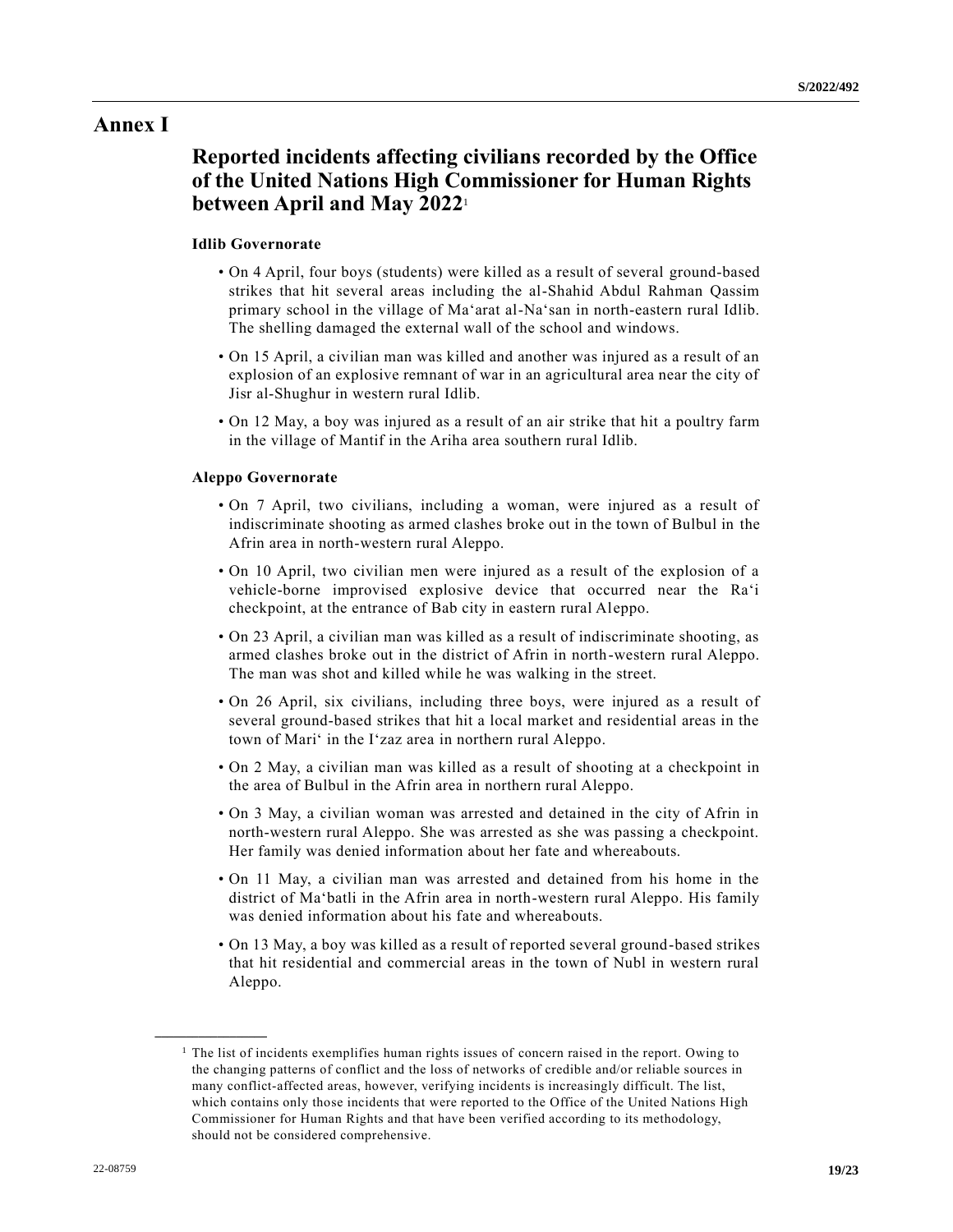# Annex I

## Reported incidents affecting civilians recorded by the Office of the United Nations High Commissioner for Human Rights between April and May 2022[1]

### Idlib Governorate

- On 4 April, four boys (students) were killed as a result of several ground-based strikes that hit several areas including the al-Shahid Abdul Rahman Qassim primary school in the village of Ma'arat al-Na'san in north-eastern rural Idlib. The shelling damaged the external wall of the school and windows.
- On 15 April, a civilian man was killed and another was injured as a result of an explosion of an explosive remnant of war in an agricultural area near the city of Jisr al-Shughur in western rural Idlib.
- On 12 May, a boy was injured as a result of an air strike that hit a poultry farm in the village of Mantif in the Ariha area southern rural Idlib.

### Aleppo Governorate

- On 7 April, two civilians, including a woman, were injured as a result of indiscriminate shooting as armed clashes broke out in the town of Bulbul in the Afrin area in north-western rural Aleppo.
- On 10 April, two civilian men were injured as a result of the explosion of a vehicle-borne improvised explosive device that occurred near the Ra'i checkpoint, at the entrance of Bab city in eastern rural Aleppo.
- On 23 April, a civilian man was killed as a result of indiscriminate shooting, as armed clashes broke out in the district of Afrin in north-western rural Aleppo. The man was shot and killed while he was walking in the street.
- On 26 April, six civilians, including three boys, were injured as a result of several ground-based strikes that hit a local market and residential areas in the town of Mari' in the I'zaz area in northern rural Aleppo.
- On 2 May, a civilian man was killed as a result of shooting at a checkpoint in the area of Bulbul in the Afrin area in northern rural Aleppo.
- On 3 May, a civilian woman was arrested and detained in the city of Afrin in north-western rural Aleppo. She was arrested as she was passing a checkpoint. Her family was denied information about her fate and whereabouts.
- On 11 May, a civilian man was arrested and detained from his home in the district of Ma'batli in the Afrin area in north-western rural Aleppo. His family was denied information about his fate and whereabouts.
- On 13 May, a boy was killed as a result of reported several ground-based strikes that hit residential and commercial areas in the town of Nubl in western rural Aleppo.

---

[1] The list of incidents exemplifies human rights issues of concern raised in the report. Owing to the changing patterns of conflict and the loss of networks of credible and/or reliable sources in many conflict-affected areas, however, verifying incidents is increasingly difficult. The list, which contains only those incidents that were reported to the Office of the United Nations High Commissioner for Human Rights and that have been verified according to its methodology, should not be considered comprehensive.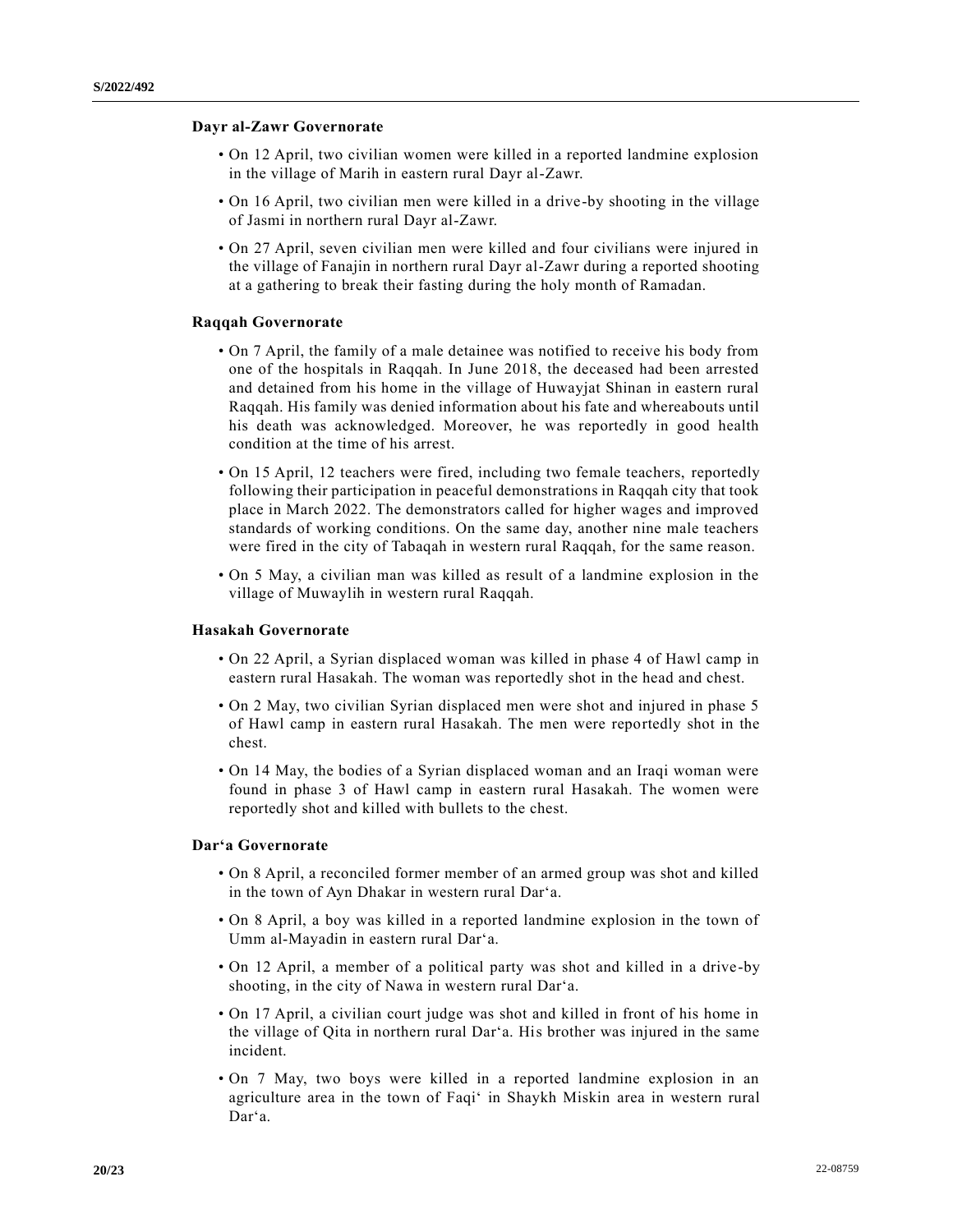**Dayr al-Zawr Governorate**

- On 12 April, two civilian women were killed in a reported landmine explosion in the village of Marih in eastern rural Dayr al-Zawr.
- On 16 April, two civilian men were killed in a drive-by shooting in the village of Jasmi in northern rural Dayr al-Zawr.
- On 27 April, seven civilian men were killed and four civilians were injured in the village of Fanajin in northern rural Dayr al-Zawr during a reported shooting at a gathering to break their fasting during the holy month of Ramadan.

**Raqqah Governorate**

- On 7 April, the family of a male detainee was notified to receive his body from one of the hospitals in Raqqah. In June 2018, the deceased had been arrested and detained from his home in the village of Huwayjat Shinan in eastern rural Raqqah. His family was denied information about his fate and whereabouts until his death was acknowledged. Moreover, he was reportedly in good health condition at the time of his arrest.
- On 15 April, 12 teachers were fired, including two female teachers, reportedly following their participation in peaceful demonstrations in Raqqah city that took place in March 2022. The demonstrators called for higher wages and improved standards of working conditions. On the same day, another nine male teachers were fired in the city of Tabaqah in western rural Raqqah, for the same reason.
- On 5 May, a civilian man was killed as result of a landmine explosion in the village of Muwaylih in western rural Raqqah.

**Hasakah Governorate**

- On 22 April, a Syrian displaced woman was killed in phase 4 of Hawl camp in eastern rural Hasakah. The woman was reportedly shot in the head and chest.
- On 2 May, two civilian Syrian displaced men were shot and injured in phase 5 of Hawl camp in eastern rural Hasakah. The men were reportedly shot in the chest.
- On 14 May, the bodies of a Syrian displaced woman and an Iraqi woman were found in phase 3 of Hawl camp in eastern rural Hasakah. The women were reportedly shot and killed with bullets to the chest.

**Dar‘a Governorate**

- On 8 April, a reconciled former member of an armed group was shot and killed in the town of Ayn Dhakar in western rural Dar‘a.
- On 8 April, a boy was killed in a reported landmine explosion in the town of Umm al-Mayadin in eastern rural Dar‘a.
- On 12 April, a member of a political party was shot and killed in a drive-by shooting, in the city of Nawa in western rural Dar‘a.
- On 17 April, a civilian court judge was shot and killed in front of his home in the village of Qita in northern rural Dar‘a. His brother was injured in the same incident.
- On 7 May, two boys were killed in a reported landmine explosion in an agriculture area in the town of Faqi‘ in Shaykh Miskin area in western rural Dar‘a.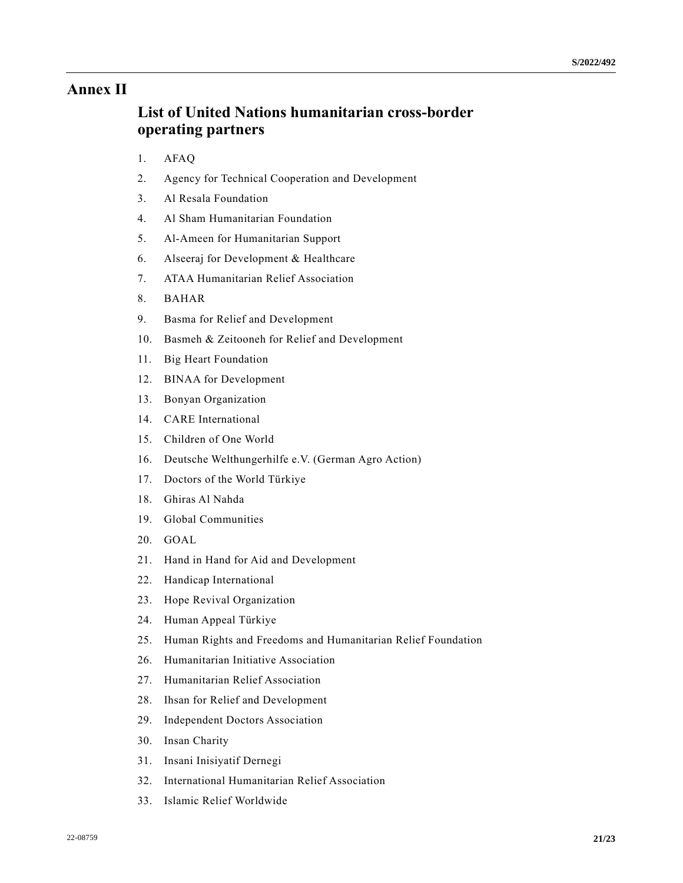# Annex II

## List of United Nations humanitarian cross-border operating partners

1. AFAQ
2. Agency for Technical Cooperation and Development
3. Al Resala Foundation
4. Al Sham Humanitarian Foundation
5. Al-Ameen for Humanitarian Support
6. Alseeraj for Development & Healthcare
7. ATAA Humanitarian Relief Association
8. BAHAR
9. Basma for Relief and Development
10. Basmeh & Zeitooneh for Relief and Development
11. Big Heart Foundation
12. BINAA for Development
13. Bonyan Organization
14. CARE International
15. Children of One World
16. Deutsche Welthungerhilfe e.V. (German Agro Action)
17. Doctors of the World Türkiye
18. Ghiras Al Nahda
19. Global Communities
20. GOAL
21. Hand in Hand for Aid and Development
22. Handicap International
23. Hope Revival Organization
24. Human Appeal Türkiye
25. Human Rights and Freedoms and Humanitarian Relief Foundation
26. Humanitarian Initiative Association
27. Humanitarian Relief Association
28. Ihsan for Relief and Development
29. Independent Doctors Association
30. Insan Charity
31. Insani Inisiyatif Dernegi
32. International Humanitarian Relief Association
33. Islamic Relief Worldwide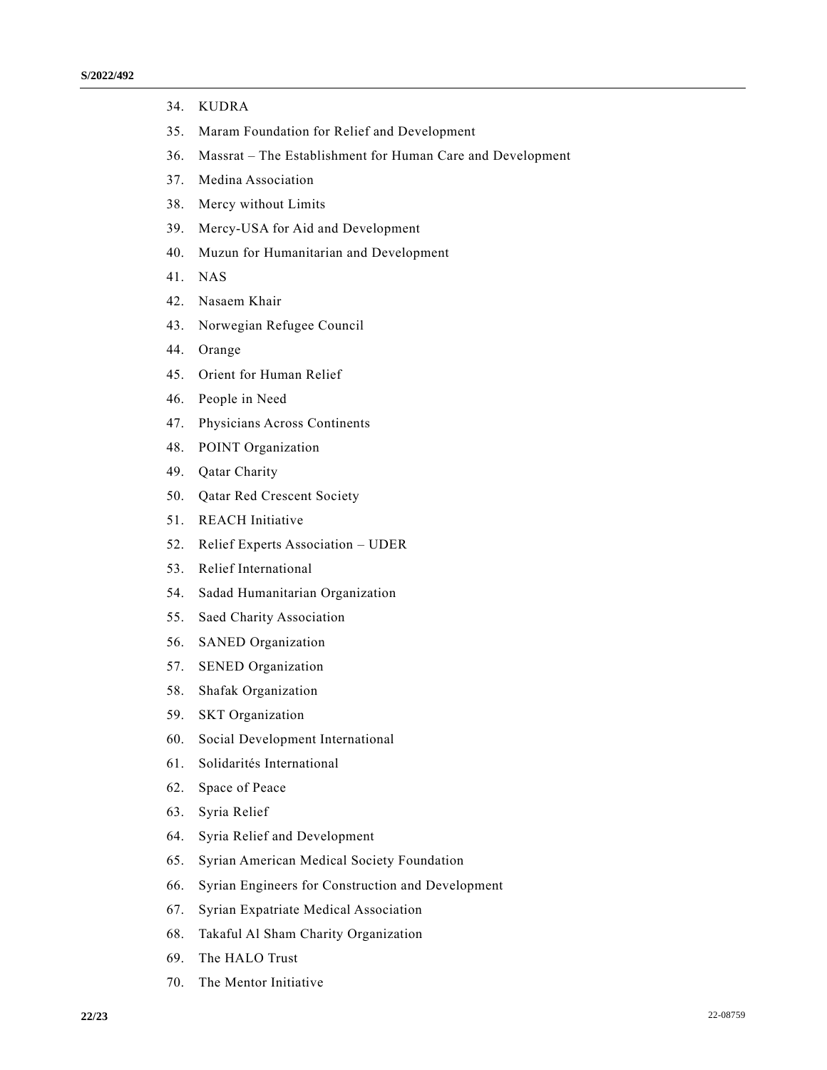34. KUDRA
35. Maram Foundation for Relief and Development
36. Massrat – The Establishment for Human Care and Development
37. Medina Association
38. Mercy without Limits
39. Mercy-USA for Aid and Development
40. Muzun for Humanitarian and Development
41. NAS
42. Nasaem Khair
43. Norwegian Refugee Council
44. Orange
45. Orient for Human Relief
46. People in Need
47. Physicians Across Continents
48. POINT Organization
49. Qatar Charity
50. Qatar Red Crescent Society
51. REACH Initiative
52. Relief Experts Association – UDER
53. Relief International
54. Sadad Humanitarian Organization
55. Saed Charity Association
56. SANED Organization
57. SENED Organization
58. Shafak Organization
59. SKT Organization
60. Social Development International
61. Solidarités International
62. Space of Peace
63. Syria Relief
64. Syria Relief and Development
65. Syrian American Medical Society Foundation
66. Syrian Engineers for Construction and Development
67. Syrian Expatriate Medical Association
68. Takaful Al Sham Charity Organization
69. The HALO Trust
70. The Mentor Initiative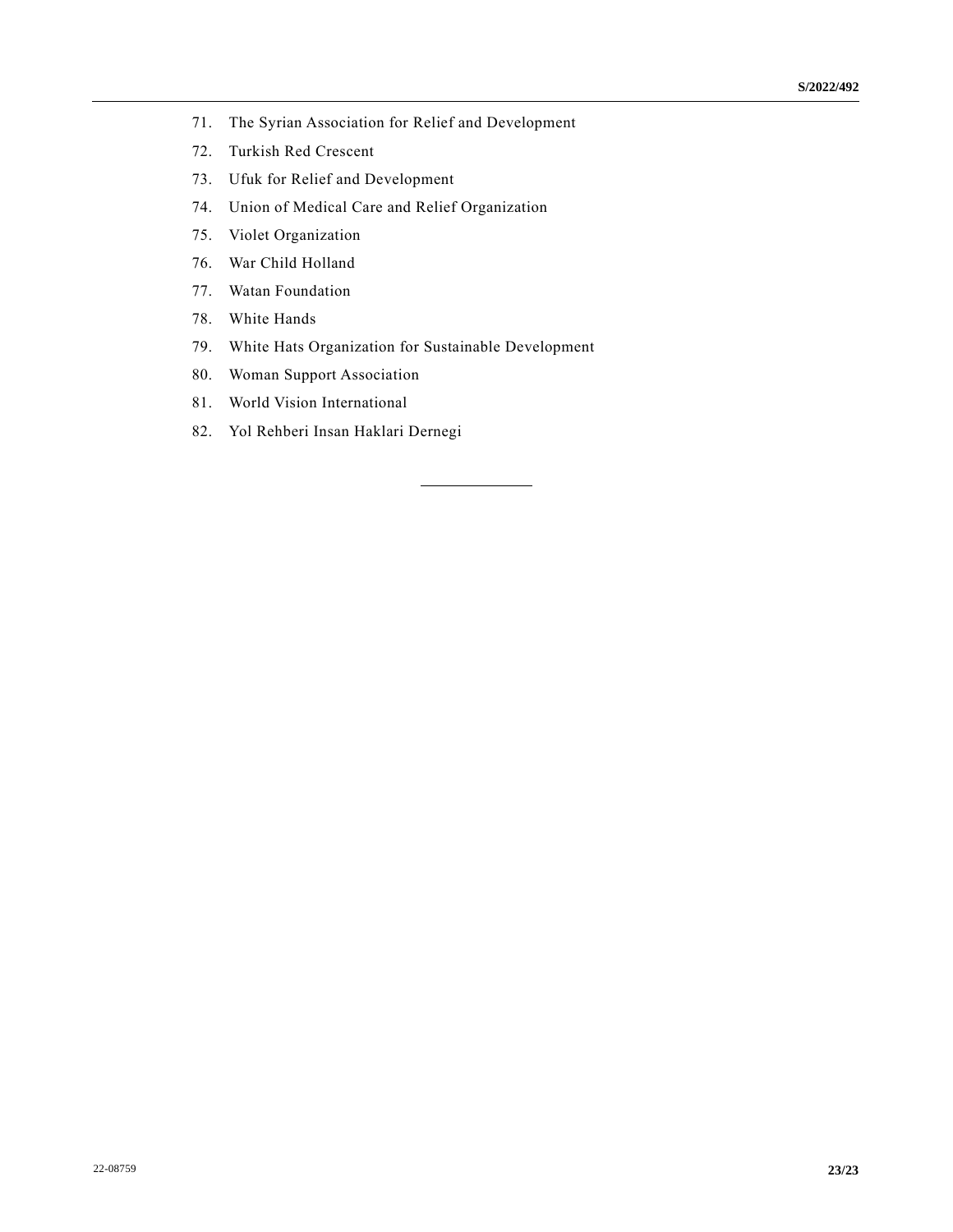71. The Syrian Association for Relief and Development
72. Turkish Red Crescent
73. Ufuk for Relief and Development
74. Union of Medical Care and Relief Organization
75. Violet Organization
76. War Child Holland
77. Watan Foundation
78. White Hands
79. White Hats Organization for Sustainable Development
80. Woman Support Association
81. World Vision International
82. Yol Rehberi Insan Haklari Dernegi